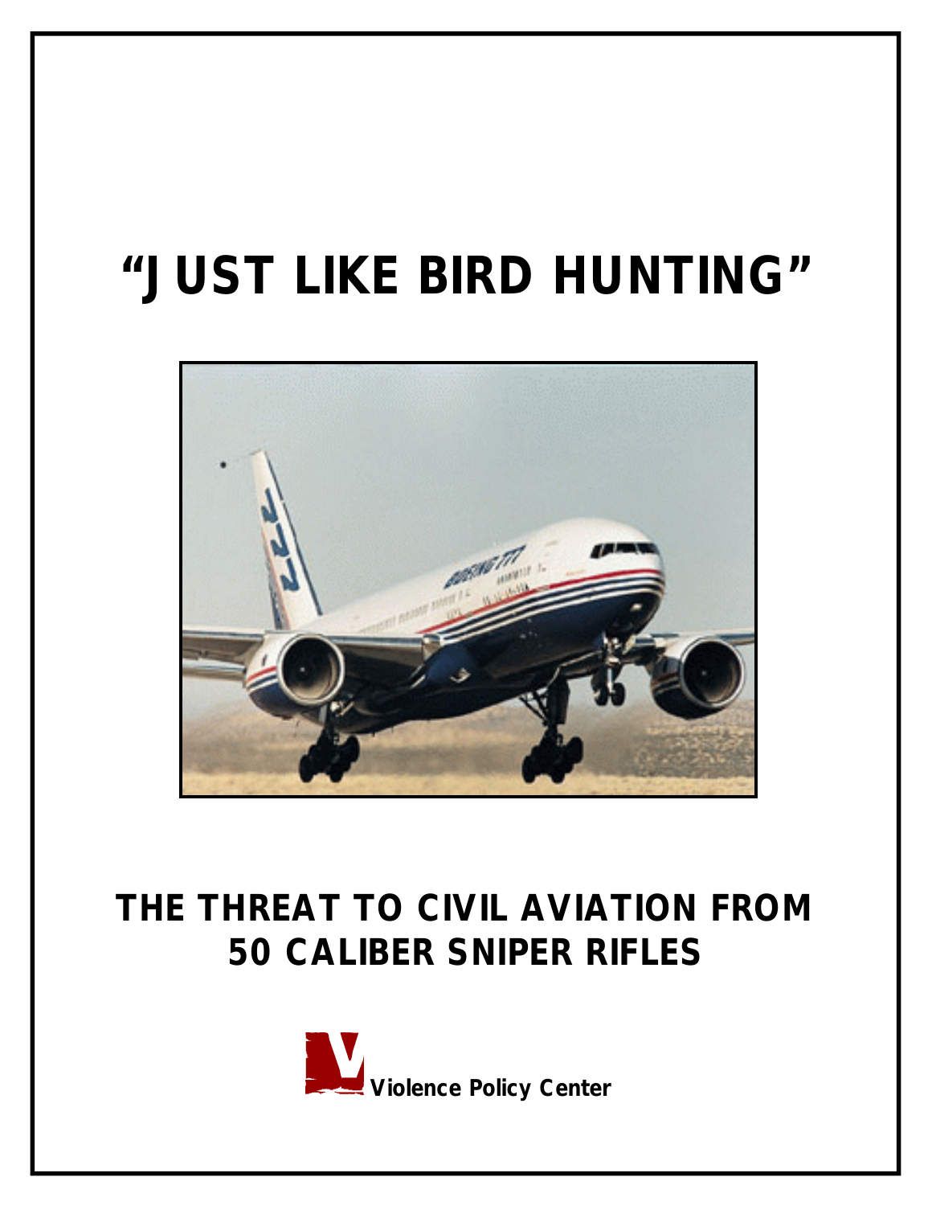# "JUST LIKE BIRD HUNTING"

## THE THREAT TO CIVIL AVIATION FROM 50 CALIBER SNIPER RIFLES

Violence Policy Center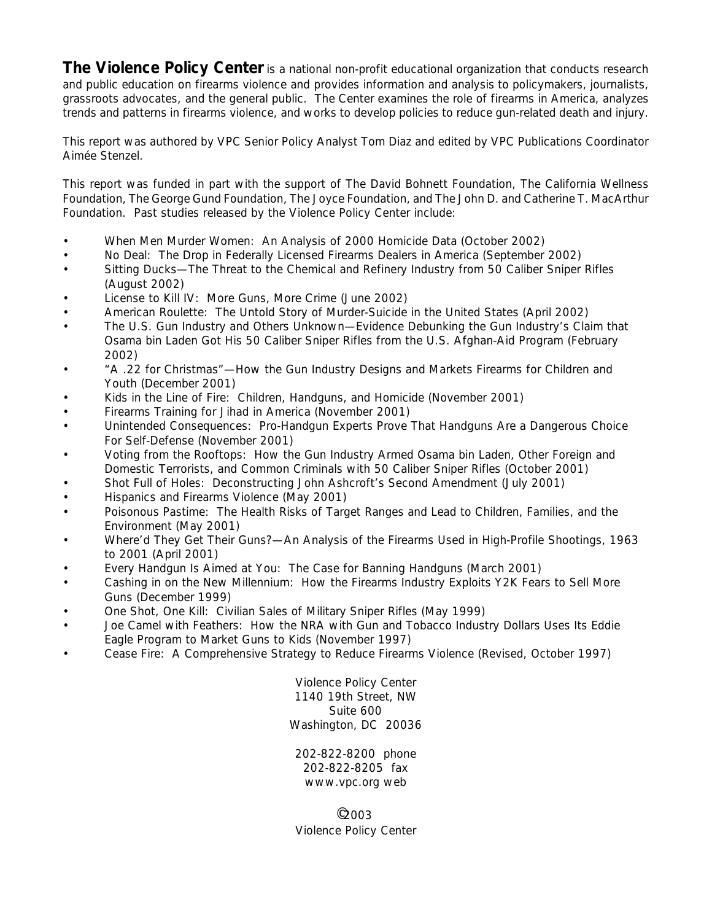**The Violence Policy Center** is a national non-profit educational organization that conducts research and public education on firearms violence and provides information and analysis to policymakers, journalists, grassroots advocates, and the general public. The Center examines the role of firearms in America, analyzes trends and patterns in firearms violence, and works to develop policies to reduce gun-related death and injury.

This report was authored by VPC Senior Policy Analyst Tom Diaz and edited by VPC Publications Coordinator Aimée Stenzel.

This report was funded in part with the support of The David Bohnett Foundation, The California Wellness Foundation, The George Gund Foundation, The Joyce Foundation, and The John D. and Catherine T. MacArthur Foundation. Past studies released by the Violence Policy Center include:

- When Men Murder Women: An Analysis of 2000 Homicide Data (October 2002)
- No Deal: The Drop in Federally Licensed Firearms Dealers in America (September 2002)
- Sitting Ducks—The Threat to the Chemical and Refinery Industry from 50 Caliber Sniper Rifles (August 2002)
- License to Kill IV: More Guns, More Crime (June 2002)
- American Roulette: The Untold Story of Murder-Suicide in the United States (April 2002)
- The U.S. Gun Industry and Others Unknown—Evidence Debunking the Gun Industry's Claim that Osama bin Laden Got His 50 Caliber Sniper Rifles from the U.S. Afghan-Aid Program (February 2002)
- "A .22 for Christmas"—How the Gun Industry Designs and Markets Firearms for Children and Youth (December 2001)
- Kids in the Line of Fire: Children, Handguns, and Homicide (November 2001)
- Firearms Training for Jihad in America (November 2001)
- Unintended Consequences: Pro-Handgun Experts Prove That Handguns Are a Dangerous Choice For Self-Defense (November 2001)
- Voting from the Rooftops: How the Gun Industry Armed Osama bin Laden, Other Foreign and Domestic Terrorists, and Common Criminals with 50 Caliber Sniper Rifles (October 2001)
- Shot Full of Holes: Deconstructing John Ashcroft's Second Amendment (July 2001)
- Hispanics and Firearms Violence (May 2001)
- Poisonous Pastime: The Health Risks of Target Ranges and Lead to Children, Families, and the Environment (May 2001)
- Where'd They Get Their Guns?—An Analysis of the Firearms Used in High-Profile Shootings, 1963 to 2001 (April 2001)
- Every Handgun Is Aimed at You: The Case for Banning Handguns (March 2001)
- Cashing in on the New Millennium: How the Firearms Industry Exploits Y2K Fears to Sell More Guns (December 1999)
- One Shot, One Kill: Civilian Sales of Military Sniper Rifles (May 1999)
- Joe Camel with Feathers: How the NRA with Gun and Tobacco Industry Dollars Uses Its Eddie Eagle Program to Market Guns to Kids (November 1997)
- Cease Fire: A Comprehensive Strategy to Reduce Firearms Violence (Revised, October 1997)

Violence Policy Center
1140 19th Street, NW
Suite 600
Washington, DC 20036

202-822-8200 phone
202-822-8205 fax
www.vpc.org web

©2003
Violence Policy Center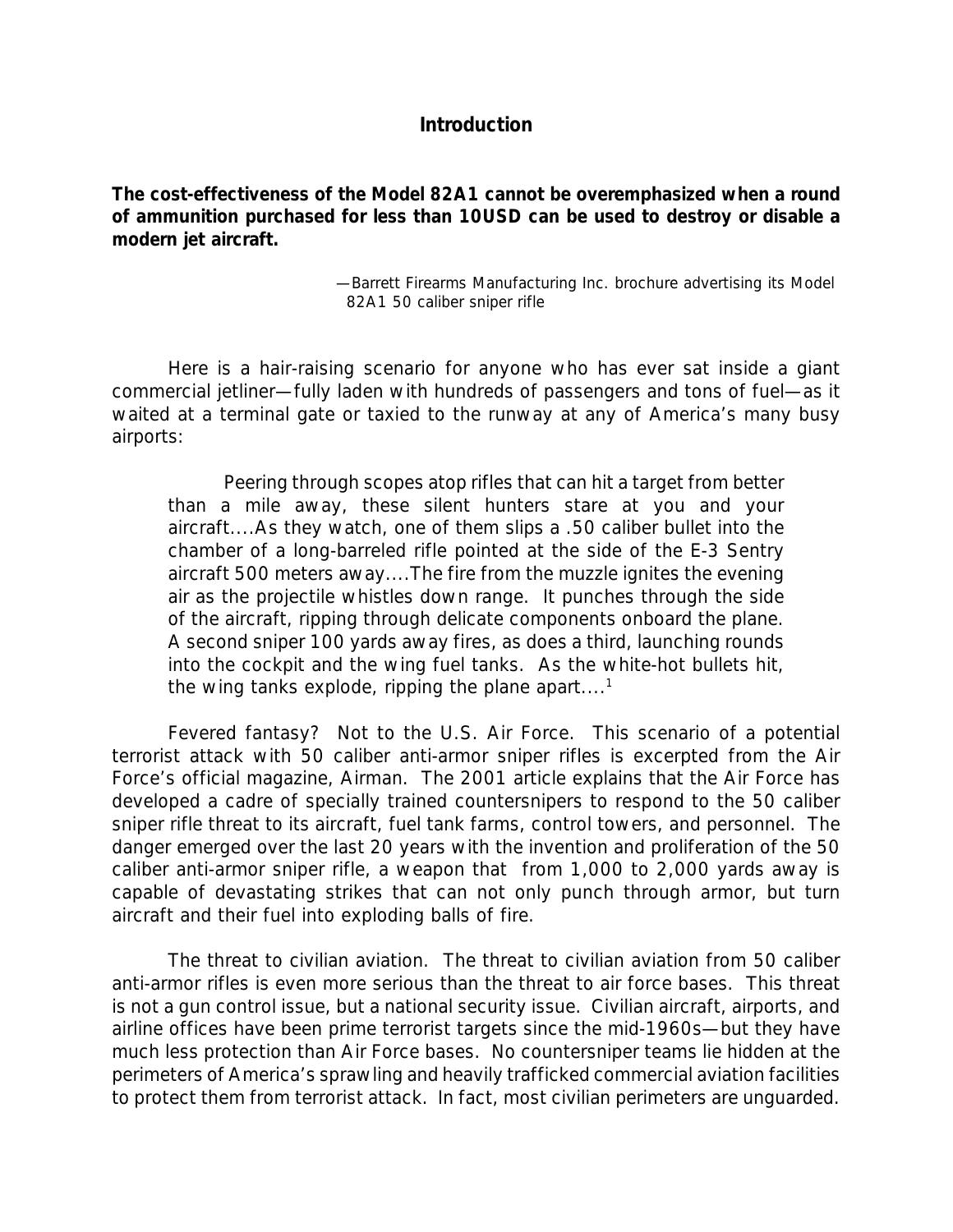## Introduction

**The cost-effectiveness of the Model 82A1 cannot be overemphasized when a round of ammunition purchased for less than 10USD can be used to destroy or disable a modern jet aircraft.**

> —Barrett Firearms Manufacturing Inc. brochure advertising its Model 82A1 50 caliber sniper rifle

Here is a hair-raising scenario for anyone who has ever sat inside a giant commercial jetliner—fully laden with hundreds of passengers and tons of fuel—as it waited at a terminal gate or taxied to the runway at any of America's many busy airports:

> Peering through scopes atop rifles that can hit a target from better than a mile away, these silent hunters stare at you and your aircraft....As they watch, one of them slips a .50 caliber bullet into the chamber of a long-barreled rifle pointed at the side of the E-3 Sentry aircraft 500 meters away....The fire from the muzzle ignites the evening air as the projectile whistles down range. It punches through the side of the aircraft, ripping through delicate components onboard the plane. A second sniper 100 yards away fires, as does a third, launching rounds into the cockpit and the wing fuel tanks. As the white-hot bullets hit, the wing tanks explode, ripping the plane apart....[1]

Fevered fantasy? Not to the U.S. Air Force. This scenario of a potential terrorist attack with 50 caliber anti-armor sniper rifles is excerpted from the Air Force's official magazine, Airman. The 2001 article explains that the Air Force has developed a cadre of specially trained countersnipers to respond to the 50 caliber sniper rifle threat to its aircraft, fuel tank farms, control towers, and personnel. The danger emerged over the last 20 years with the invention and proliferation of the 50 caliber anti-armor sniper rifle, a weapon that from 1,000 to 2,000 yards away is capable of devastating strikes that can not only punch through armor, but turn aircraft and their fuel into exploding balls of fire.

The threat to civilian aviation. The threat to civilian aviation from 50 caliber anti-armor rifles is even more serious than the threat to air force bases. This threat is not a gun control issue, but a national security issue. Civilian aircraft, airports, and airline offices have been prime terrorist targets since the mid-1960s—but they have much less protection than Air Force bases. No countersniper teams lie hidden at the perimeters of America's sprawling and heavily trafficked commercial aviation facilities to protect them from terrorist attack. In fact, most civilian perimeters are unguarded.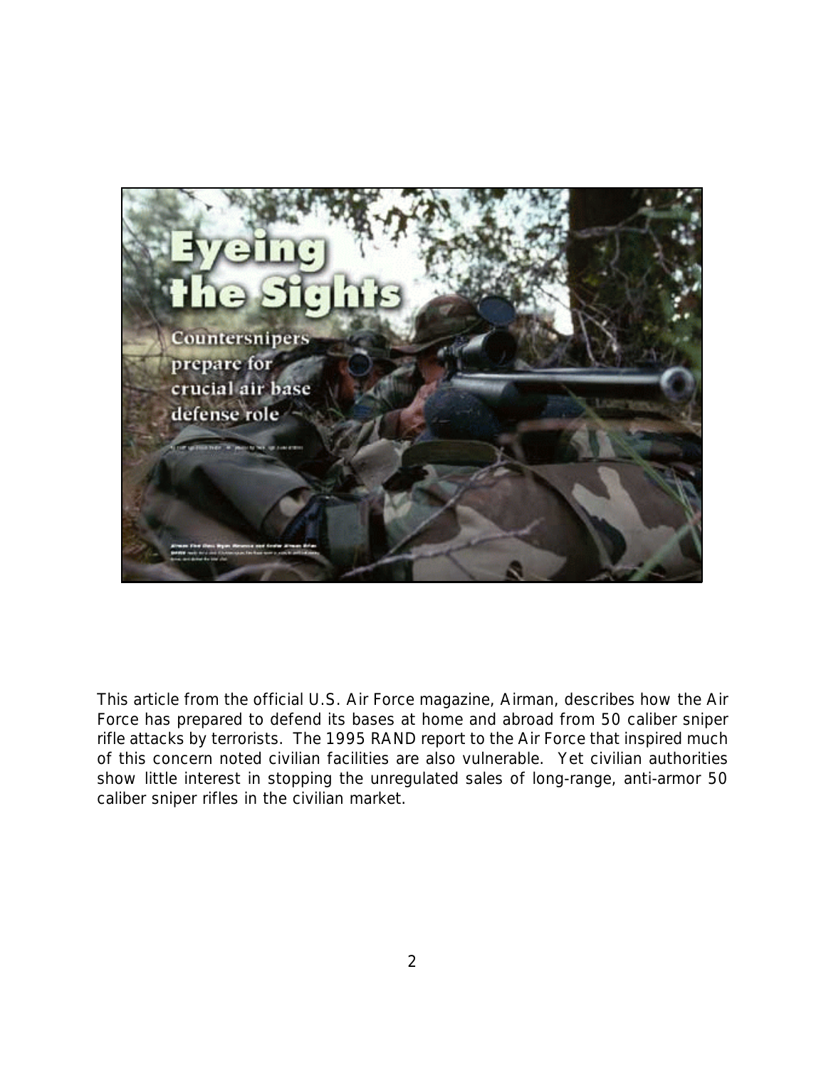This article from the official U.S. Air Force magazine, Airman, describes how the Air Force has prepared to defend its bases at home and abroad from 50 caliber sniper rifle attacks by terrorists. The 1995 RAND report to the Air Force that inspired much of this concern noted civilian facilities are also vulnerable. Yet civilian authorities show little interest in stopping the unregulated sales of long-range, anti-armor 50 caliber sniper rifles in the civilian market.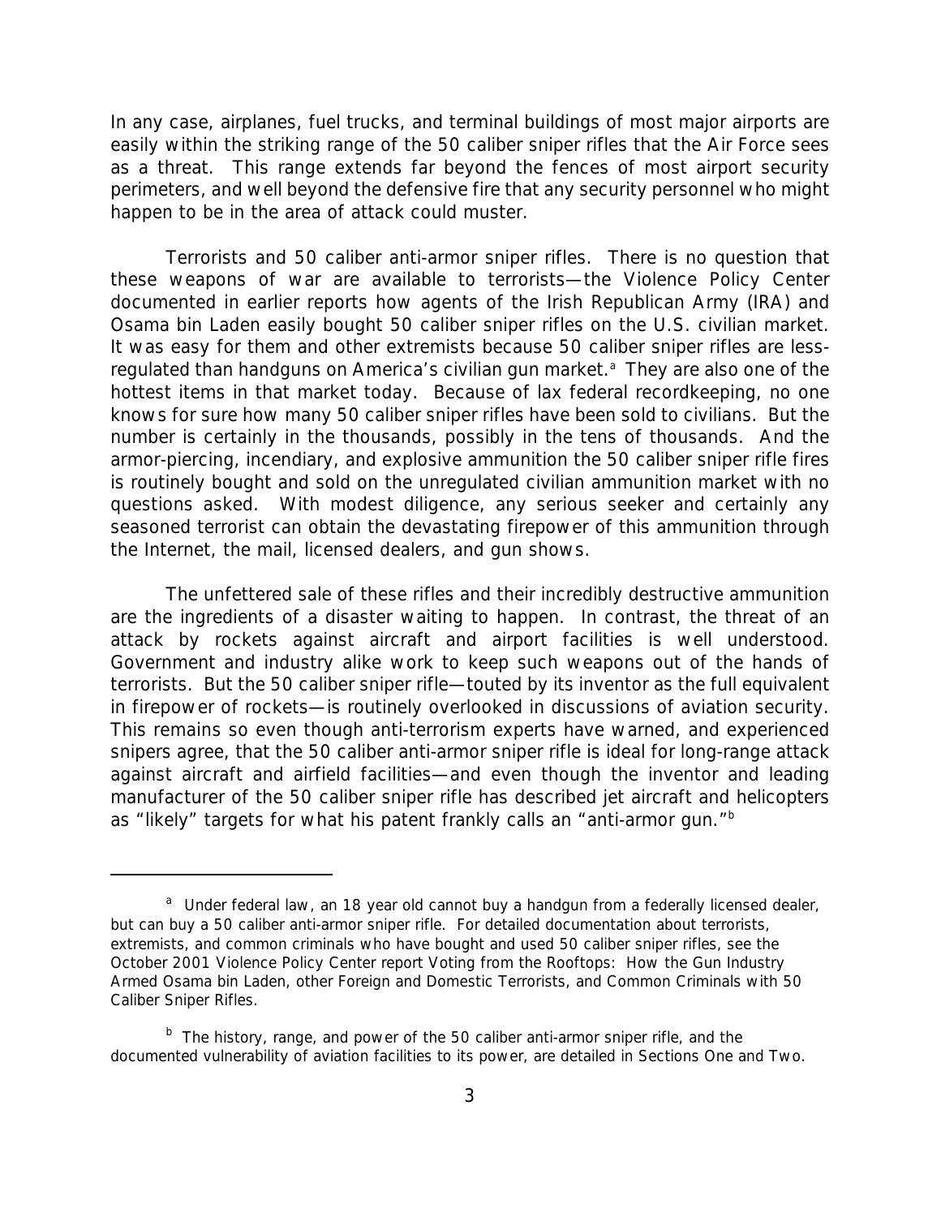In any case, airplanes, fuel trucks, and terminal buildings of most major airports are easily within the striking range of the 50 caliber sniper rifles that the Air Force sees as a threat. This range extends far beyond the fences of most airport security perimeters, and well beyond the defensive fire that any security personnel who might happen to be in the area of attack could muster.

Terrorists and 50 caliber anti-armor sniper rifles. There is no question that these weapons of war are available to terrorists—the Violence Policy Center documented in earlier reports how agents of the Irish Republican Army (IRA) and Osama bin Laden easily bought 50 caliber sniper rifles on the U.S. civilian market. It was easy for them and other extremists because 50 caliber sniper rifles are less-regulated than handguns on America's civilian gun market.[a] They are also one of the hottest items in that market today. Because of lax federal recordkeeping, no one knows for sure how many 50 caliber sniper rifles have been sold to civilians. But the number is certainly in the thousands, possibly in the tens of thousands. And the armor-piercing, incendiary, and explosive ammunition the 50 caliber sniper rifle fires is routinely bought and sold on the unregulated civilian ammunition market with no questions asked. With modest diligence, any serious seeker and certainly any seasoned terrorist can obtain the devastating firepower of this ammunition through the Internet, the mail, licensed dealers, and gun shows.

The unfettered sale of these rifles and their incredibly destructive ammunition are the ingredients of a disaster waiting to happen. In contrast, the threat of an attack by rockets against aircraft and airport facilities is well understood. Government and industry alike work to keep such weapons out of the hands of terrorists. But the 50 caliber sniper rifle—touted by its inventor as the full equivalent in firepower of rockets—is routinely overlooked in discussions of aviation security. This remains so even though anti-terrorism experts have warned, and experienced snipers agree, that the 50 caliber anti-armor sniper rifle is ideal for long-range attack against aircraft and airfield facilities—and even though the inventor and leading manufacturer of the 50 caliber sniper rifle has described jet aircraft and helicopters as "likely" targets for what his patent frankly calls an "anti-armor gun."[b]

---

[a] Under federal law, an 18 year old cannot buy a handgun from a federally licensed dealer, but can buy a 50 caliber anti-armor sniper rifle. For detailed documentation about terrorists, extremists, and common criminals who have bought and used 50 caliber sniper rifles, see the October 2001 Violence Policy Center report Voting from the Rooftops: How the Gun Industry Armed Osama bin Laden, other Foreign and Domestic Terrorists, and Common Criminals with 50 Caliber Sniper Rifles.

[b] The history, range, and power of the 50 caliber anti-armor sniper rifle, and the documented vulnerability of aviation facilities to its power, are detailed in Sections One and Two.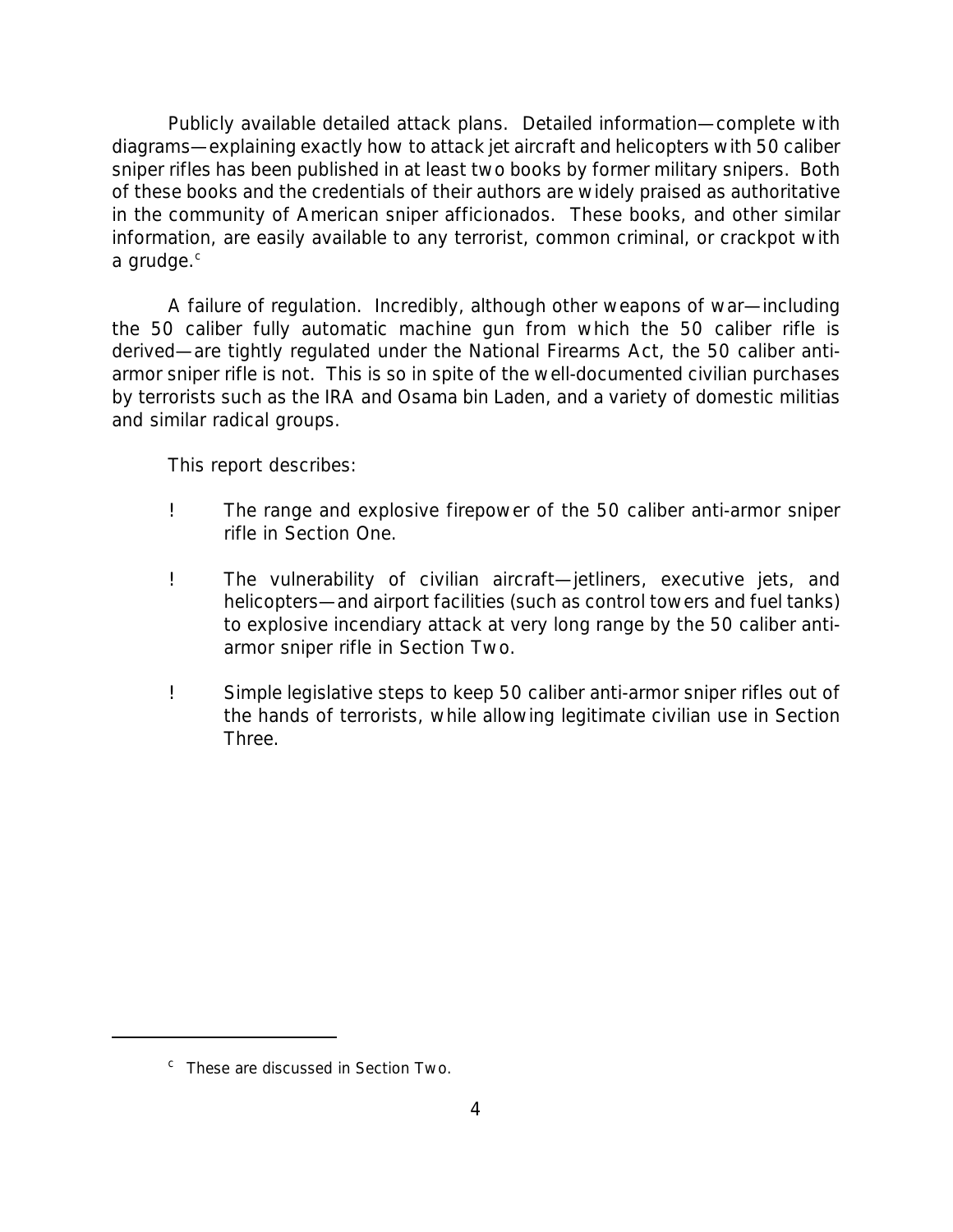*Publicly available detailed attack plans.* Detailed information—complete with diagrams—explaining exactly how to attack jet aircraft and helicopters with 50 caliber sniper rifles has been published in at least two books by former military snipers. Both of these books and the credentials of their authors are widely praised as authoritative in the community of American sniper afficionados. These books, and other similar information, are easily available to any terrorist, common criminal, or crackpot with a grudge.[c]

*A failure of regulation.* Incredibly, although other weapons of war—including the 50 caliber fully automatic machine gun from which the 50 caliber rifle is derived—are tightly regulated under the National Firearms Act, the 50 caliber anti-armor sniper rifle is not. This is so in spite of the well-documented civilian purchases by terrorists such as the IRA and Osama bin Laden, and a variety of domestic militias and similar radical groups.

This report describes:

- The range and explosive firepower of the 50 caliber anti-armor sniper rifle in Section One.
- The vulnerability of civilian aircraft—jetliners, executive jets, and helicopters—and airport facilities (such as control towers and fuel tanks) to explosive incendiary attack at very long range by the 50 caliber anti-armor sniper rifle in Section Two.
- Simple legislative steps to keep 50 caliber anti-armor sniper rifles out of the hands of terrorists, while allowing legitimate civilian use in Section Three.

---

[c] These are discussed in Section Two.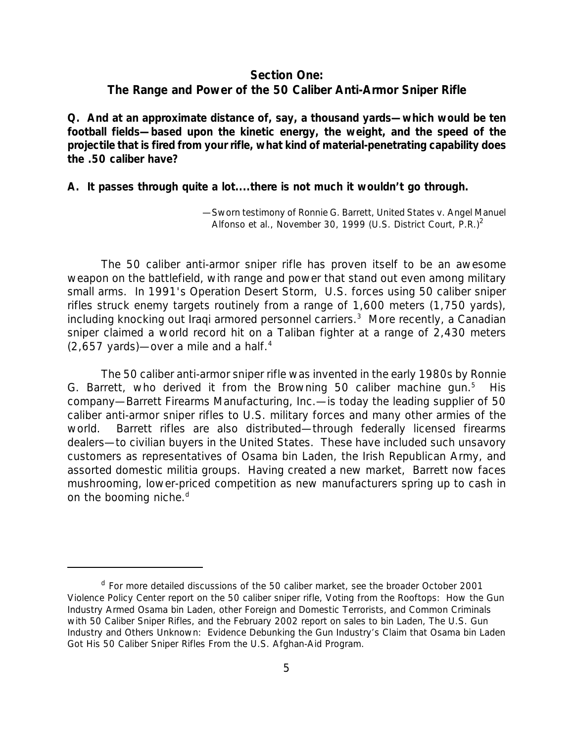## Section One:
## The Range and Power of the 50 Caliber Anti-Armor Sniper Rifle

**Q. And at an approximate distance of, say, a thousand yards—which would be ten football fields—based upon the kinetic energy, the weight, and the speed of the projectile that is fired from your rifle, what kind of material-penetrating capability does the .50 caliber have?**

**A. It passes through quite a lot....there is not much it wouldn't go through.**

—Sworn testimony of Ronnie G. Barrett, United States v. Angel Manuel Alfonso et al., November 30, 1999 (U.S. District Court, P.R.)[2]

The 50 caliber anti-armor sniper rifle has proven itself to be an awesome weapon on the battlefield, with range and power that stand out even among military small arms. In 1991's Operation Desert Storm, U.S. forces using 50 caliber sniper rifles struck enemy targets routinely from a range of 1,600 meters (1,750 yards), including knocking out Iraqi armored personnel carriers.[3] More recently, a Canadian sniper claimed a world record hit on a Taliban fighter at a range of 2,430 meters (2,657 yards)—over a mile and a half.[4]

The 50 caliber anti-armor sniper rifle was invented in the early 1980s by Ronnie G. Barrett, who derived it from the Browning 50 caliber machine gun.[5] His company—Barrett Firearms Manufacturing, Inc.—is today the leading supplier of 50 caliber anti-armor sniper rifles to U.S. military forces and many other armies of the world. Barrett rifles are also distributed—through federally licensed firearms dealers—to civilian buyers in the United States. These have included such unsavory customers as representatives of Osama bin Laden, the Irish Republican Army, and assorted domestic militia groups. Having created a new market, Barrett now faces mushrooming, lower-priced competition as new manufacturers spring up to cash in on the booming niche.[d]

---

[d] For more detailed discussions of the 50 caliber market, see the broader October 2001 Violence Policy Center report on the 50 caliber sniper rifle, *Voting from the Rooftops: How the Gun Industry Armed Osama bin Laden, other Foreign and Domestic Terrorists, and Common Criminals with 50 Caliber Sniper Rifles*, and the February 2002 report on sales to bin Laden, *The U.S. Gun Industry and Others Unknown: Evidence Debunking the Gun Industry's Claim that Osama bin Laden Got His 50 Caliber Sniper Rifles From the U.S. Afghan-Aid Program*.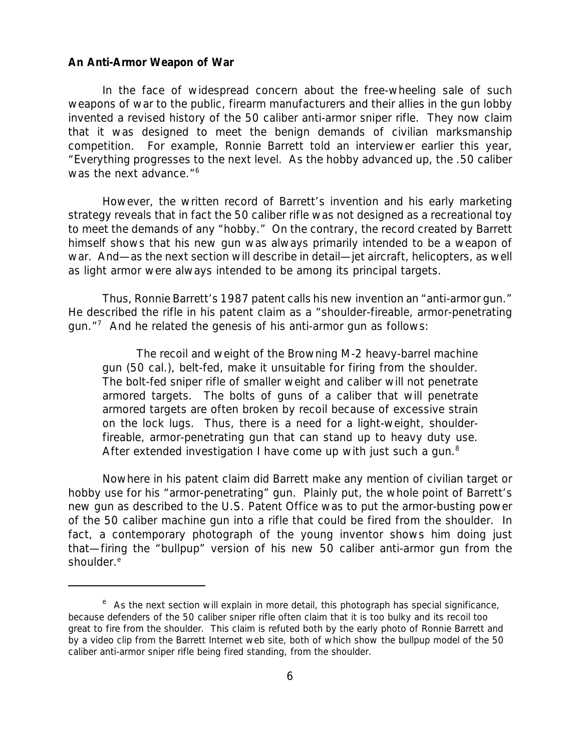**An Anti-Armor Weapon of War**

In the face of widespread concern about the free-wheeling sale of such weapons of war to the public, firearm manufacturers and their allies in the gun lobby invented a revised history of the 50 caliber anti-armor sniper rifle. They now claim that it was designed to meet the benign demands of civilian marksmanship competition. For example, Ronnie Barrett told an interviewer earlier this year, "Everything progresses to the next level. As the hobby advanced up, the .50 caliber was the next advance."[6]

However, the written record of Barrett's invention and his early marketing strategy reveals that in fact the 50 caliber rifle was not designed as a recreational toy to meet the demands of any "hobby." On the contrary, the record created by Barrett himself shows that his new gun was always primarily intended to be a weapon of war. And—as the next section will describe in detail—jet aircraft, helicopters, as well as light armor were always intended to be among its principal targets.

Thus, Ronnie Barrett's 1987 patent calls his new invention an "anti-armor gun." He described the rifle in his patent claim as a "shoulder-fireable, armor-penetrating gun."[7] And he related the genesis of his anti-armor gun as follows:

> The recoil and weight of the Browning M-2 heavy-barrel machine gun (50 cal.), belt-fed, make it unsuitable for firing from the shoulder. The bolt-fed sniper rifle of smaller weight and caliber will not penetrate armored targets. The bolts of guns of a caliber that will penetrate armored targets are often broken by recoil because of excessive strain on the lock lugs. Thus, there is a need for a light-weight, shoulder-fireable, armor-penetrating gun that can stand up to heavy duty use. After extended investigation I have come up with just such a gun.[8]

Nowhere in his patent claim did Barrett make any mention of civilian target or hobby use for his "armor-penetrating" gun. Plainly put, the whole point of Barrett's new gun as described to the U.S. Patent Office was to put the armor-busting power of the 50 caliber machine gun into a rifle that could be fired from the shoulder. In fact, a contemporary photograph of the young inventor shows him doing just that—firing the "bullpup" version of his new 50 caliber anti-armor gun from the shoulder.[e]

---

[e] As the next section will explain in more detail, this photograph has special significance, because defenders of the 50 caliber sniper rifle often claim that it is too bulky and its recoil too great to fire from the shoulder. This claim is refuted both by the early photo of Ronnie Barrett and by a video clip from the Barrett Internet web site, both of which show the bullpup model of the 50 caliber anti-armor sniper rifle being fired standing, from the shoulder.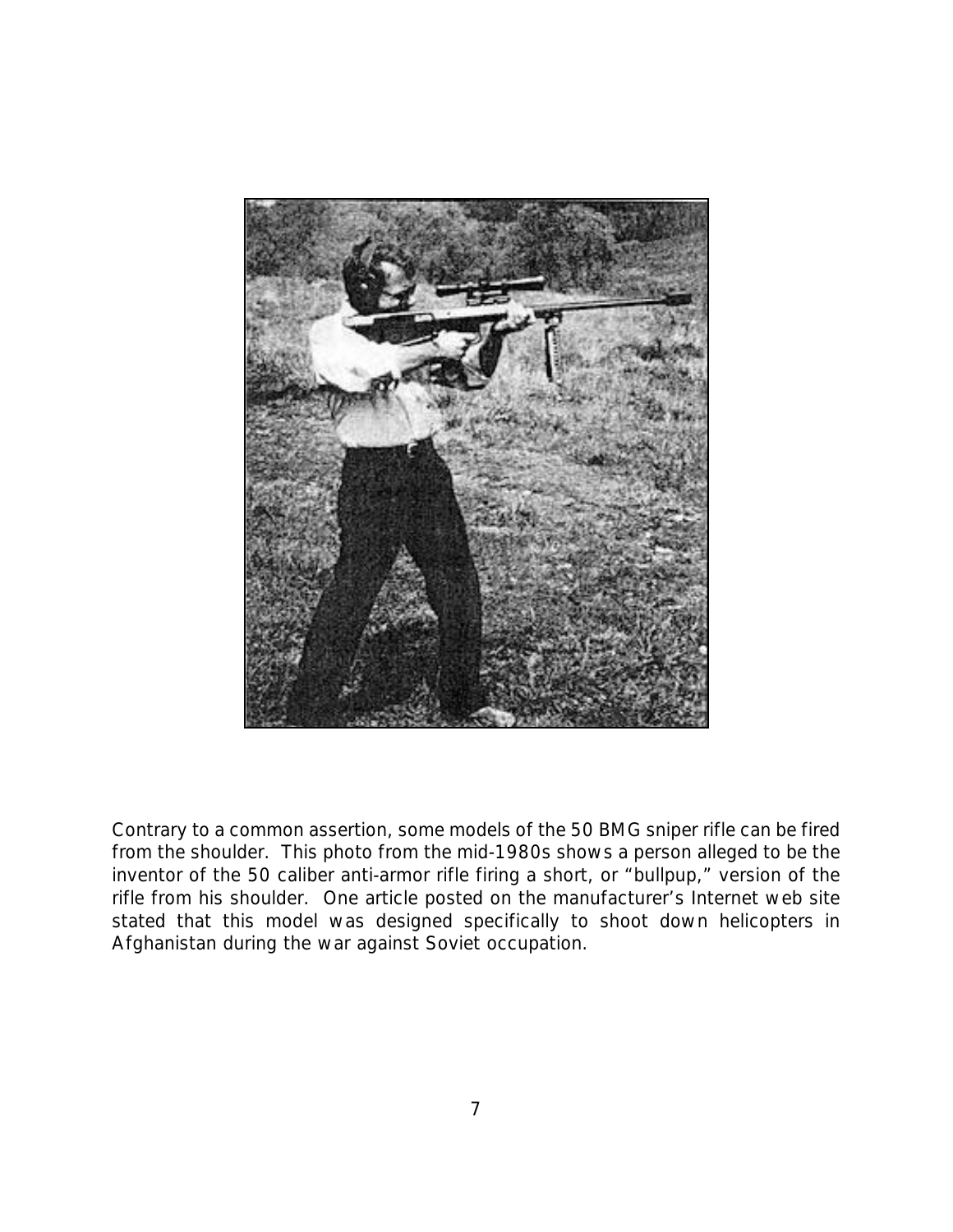Contrary to a common assertion, some models of the 50 BMG sniper rifle can be fired from the shoulder. This photo from the mid-1980s shows a person alleged to be the inventor of the 50 caliber anti-armor rifle firing a short, or "bullpup," version of the rifle from his shoulder. One article posted on the manufacturer's Internet web site stated that this model was designed specifically to shoot down helicopters in Afghanistan during the war against Soviet occupation.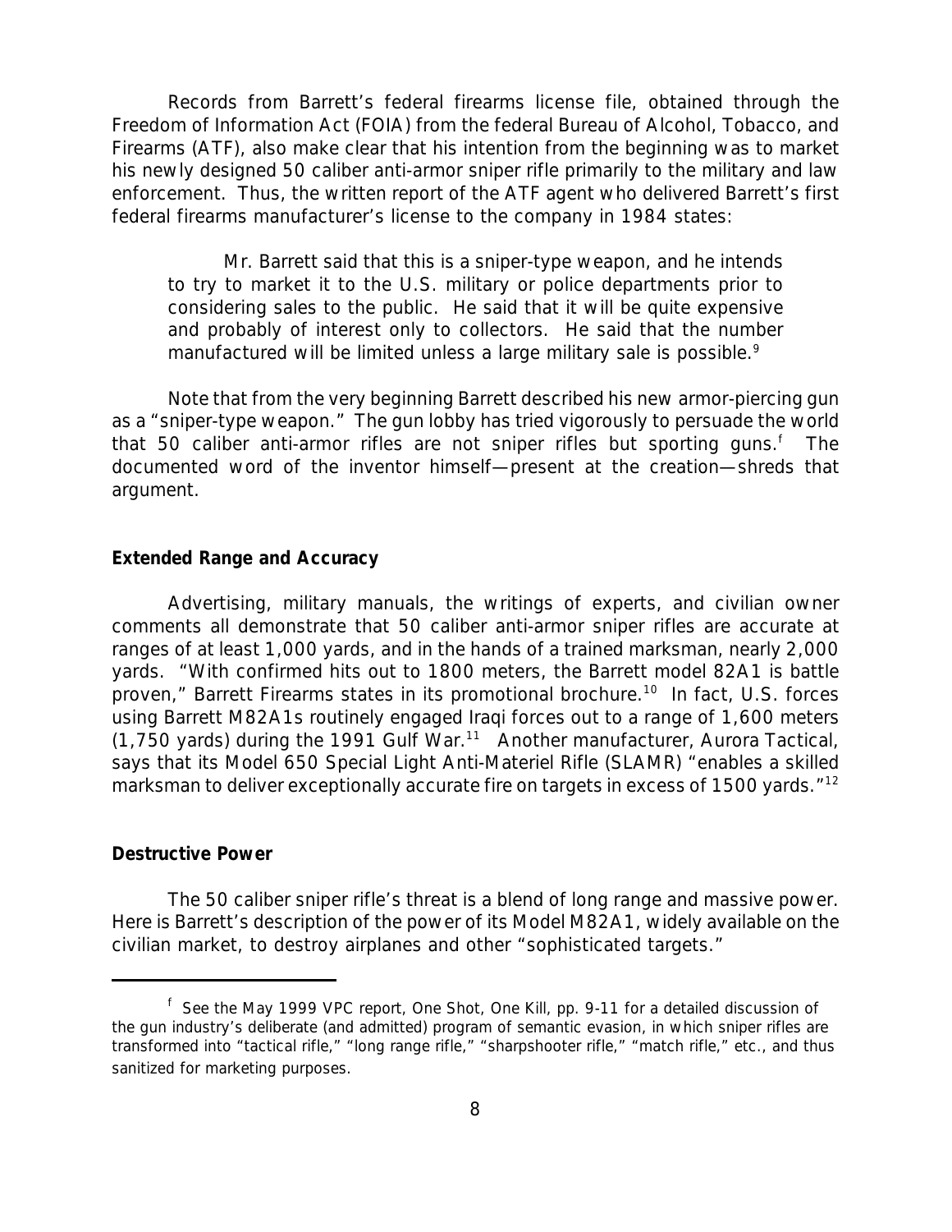Records from Barrett's federal firearms license file, obtained through the Freedom of Information Act (FOIA) from the federal Bureau of Alcohol, Tobacco, and Firearms (ATF), also make clear that his intention from the beginning was to market his newly designed 50 caliber anti-armor sniper rifle primarily to the military and law enforcement. Thus, the written report of the ATF agent who delivered Barrett's first federal firearms manufacturer's license to the company in 1984 states:

> Mr. Barrett said that this is a sniper-type weapon, and he intends to try to market it to the U.S. military or police departments prior to considering sales to the public. He said that it will be quite expensive and probably of interest only to collectors. He said that the number manufactured will be limited unless a large military sale is possible.[9]

Note that from the very beginning Barrett described his new armor-piercing gun as a "sniper-type weapon." The gun lobby has tried vigorously to persuade the world that 50 caliber anti-armor rifles are not sniper rifles but sporting guns.[f] The documented word of the inventor himself—present at the creation—shreds that argument.

**Extended Range and Accuracy**

Advertising, military manuals, the writings of experts, and civilian owner comments all demonstrate that 50 caliber anti-armor sniper rifles are accurate at ranges of at least 1,000 yards, and in the hands of a trained marksman, nearly 2,000 yards. "With confirmed hits out to 1800 meters, the Barrett model 82A1 is battle proven," Barrett Firearms states in its promotional brochure.[10] In fact, U.S. forces using Barrett M82A1s routinely engaged Iraqi forces out to a range of 1,600 meters (1,750 yards) during the 1991 Gulf War.[11] Another manufacturer, Aurora Tactical, says that its Model 650 Special Light Anti-Materiel Rifle (SLAMR) "enables a skilled marksman to deliver exceptionally accurate fire on targets in excess of 1500 yards."[12]

**Destructive Power**

The 50 caliber sniper rifle's threat is a blend of long range and massive power. Here is Barrett's description of the power of its Model M82A1, widely available on the civilian market, to destroy airplanes and other "sophisticated targets."

---

[f] See the May 1999 VPC report, *One Shot, One Kill*, pp. 9-11 for a detailed discussion of the gun industry's deliberate (and admitted) program of semantic evasion, in which sniper rifles are transformed into "tactical rifle," "long range rifle," "sharpshooter rifle," "match rifle," etc., and thus sanitized for marketing purposes.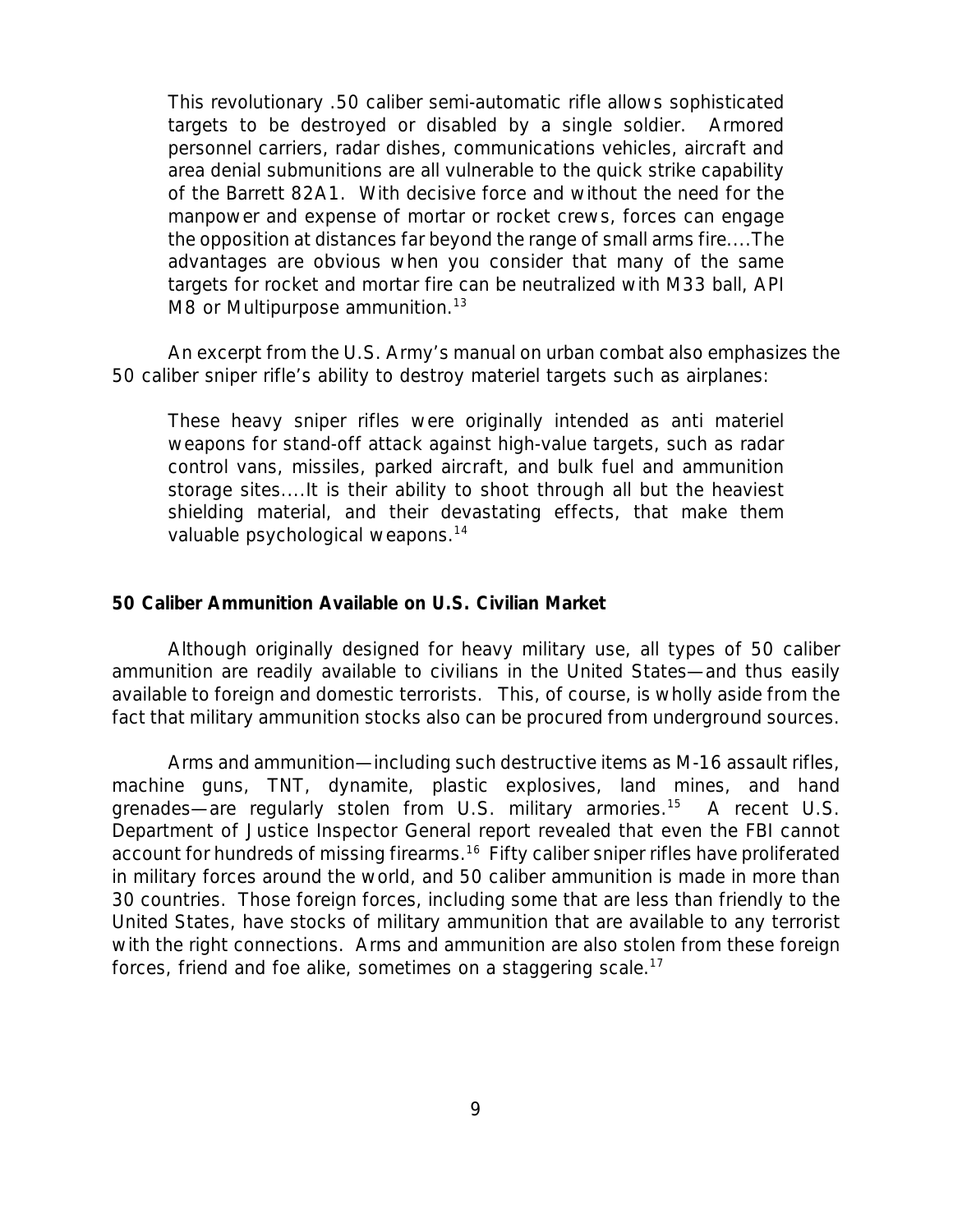> This revolutionary .50 caliber semi-automatic rifle allows sophisticated targets to be destroyed or disabled by a single soldier. Armored personnel carriers, radar dishes, communications vehicles, aircraft and area denial submunitions are all vulnerable to the quick strike capability of the Barrett 82A1. With decisive force and without the need for the manpower and expense of mortar or rocket crews, forces can engage the opposition at distances far beyond the range of small arms fire....The advantages are obvious when you consider that many of the same targets for rocket and mortar fire can be neutralized with M33 ball, API M8 or Multipurpose ammunition.[13]

An excerpt from the U.S. Army's manual on urban combat also emphasizes the 50 caliber sniper rifle's ability to destroy materiel targets such as airplanes:

> These heavy sniper rifles were originally intended as anti materiel weapons for stand-off attack against high-value targets, such as radar control vans, missiles, parked aircraft, and bulk fuel and ammunition storage sites....It is their ability to shoot through all but the heaviest shielding material, and their devastating effects, that make them valuable psychological weapons.[14]

### 50 Caliber Ammunition Available on U.S. Civilian Market

Although originally designed for heavy military use, all types of 50 caliber ammunition are readily available to civilians in the United States—and thus easily available to foreign and domestic terrorists. This, of course, is wholly aside from the fact that military ammunition stocks also can be procured from underground sources.

Arms and ammunition—including such destructive items as M-16 assault rifles, machine guns, TNT, dynamite, plastic explosives, land mines, and hand grenades—are regularly stolen from U.S. military armories.[15] A recent U.S. Department of Justice Inspector General report revealed that even the FBI cannot account for hundreds of missing firearms.[16] Fifty caliber sniper rifles have proliferated in military forces around the world, and 50 caliber ammunition is made in more than 30 countries. Those foreign forces, including some that are less than friendly to the United States, have stocks of military ammunition that are available to any terrorist with the right connections. Arms and ammunition are also stolen from these foreign forces, friend and foe alike, sometimes on a staggering scale.[17]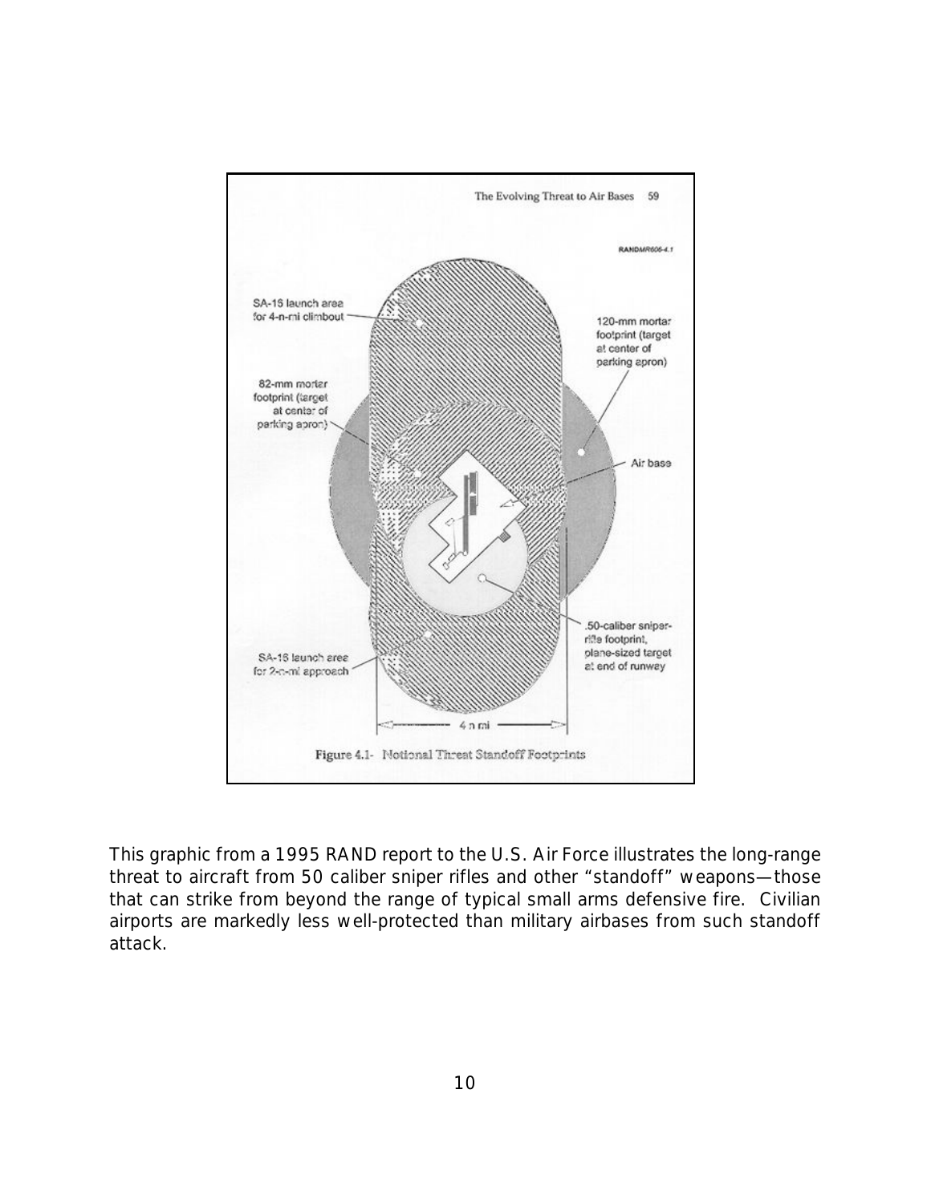Figure 4.1- Notional Threat Standoff Footprints

This graphic from a 1995 RAND report to the U.S. Air Force illustrates the long-range threat to aircraft from 50 caliber sniper rifles and other "standoff" weapons—those that can strike from beyond the range of typical small arms defensive fire. Civilian airports are markedly less well-protected than military airbases from such standoff attack.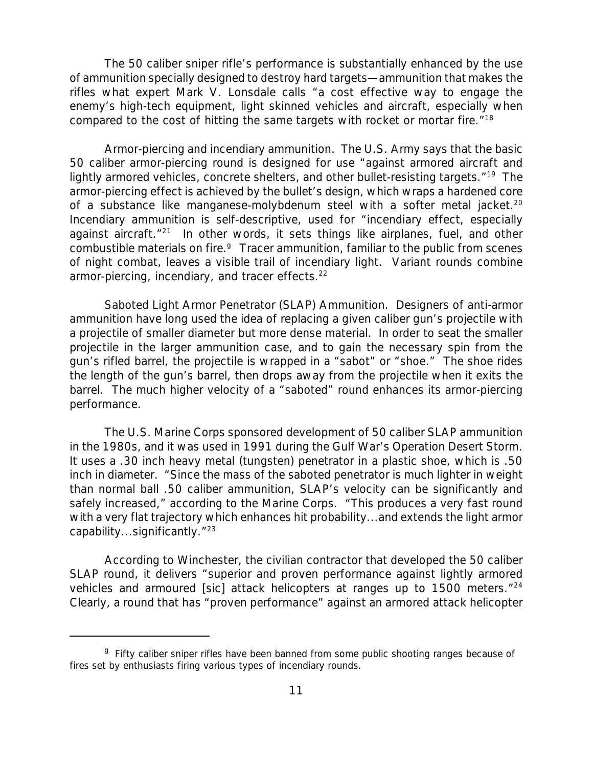The 50 caliber sniper rifle's performance is substantially enhanced by the use of ammunition specially designed to destroy hard targets—ammunition that makes the rifles what expert Mark V. Lonsdale calls "a cost effective way to engage the enemy's high-tech equipment, light skinned vehicles and aircraft, especially when compared to the cost of hitting the same targets with rocket or mortar fire."[18]

*Armor-piercing and incendiary ammunition.* The U.S. Army says that the basic 50 caliber armor-piercing round is designed for use "against armored aircraft and lightly armored vehicles, concrete shelters, and other bullet-resisting targets."[19] The armor-piercing effect is achieved by the bullet's design, which wraps a hardened core of a substance like manganese-molybdenum steel with a softer metal jacket.[20] Incendiary ammunition is self-descriptive, used for "incendiary effect, especially against aircraft."[21] In other words, it sets things like airplanes, fuel, and other combustible materials on fire.[g] Tracer ammunition, familiar to the public from scenes of night combat, leaves a visible trail of incendiary light. Variant rounds combine armor-piercing, incendiary, and tracer effects.[22]

*Saboted Light Armor Penetrator (SLAP) Ammunition.* Designers of anti-armor ammunition have long used the idea of replacing a given caliber gun's projectile with a projectile of smaller diameter but more dense material. In order to seat the smaller projectile in the larger ammunition case, and to gain the necessary spin from the gun's rifled barrel, the projectile is wrapped in a "sabot" or "shoe." The shoe rides the length of the gun's barrel, then drops away from the projectile when it exits the barrel. The much higher velocity of a "saboted" round enhances its armor-piercing performance.

The U.S. Marine Corps sponsored development of 50 caliber SLAP ammunition in the 1980s, and it was used in 1991 during the Gulf War's Operation Desert Storm. It uses a .30 inch heavy metal (tungsten) penetrator in a plastic shoe, which is .50 inch in diameter. "Since the mass of the saboted penetrator is much lighter in weight than normal ball .50 caliber ammunition, SLAP's velocity can be significantly and safely increased," according to the Marine Corps. "This produces a very fast round with a very flat trajectory which enhances hit probability...and extends the light armor capability...significantly."[23]

According to Winchester, the civilian contractor that developed the 50 caliber SLAP round, it delivers "superior and proven performance against lightly armored vehicles and armoured [sic] attack helicopters at ranges up to 1500 meters."[24] Clearly, a round that has "proven performance" against an armored attack helicopter

---

[g] Fifty caliber sniper rifles have been banned from some public shooting ranges because of fires set by enthusiasts firing various types of incendiary rounds.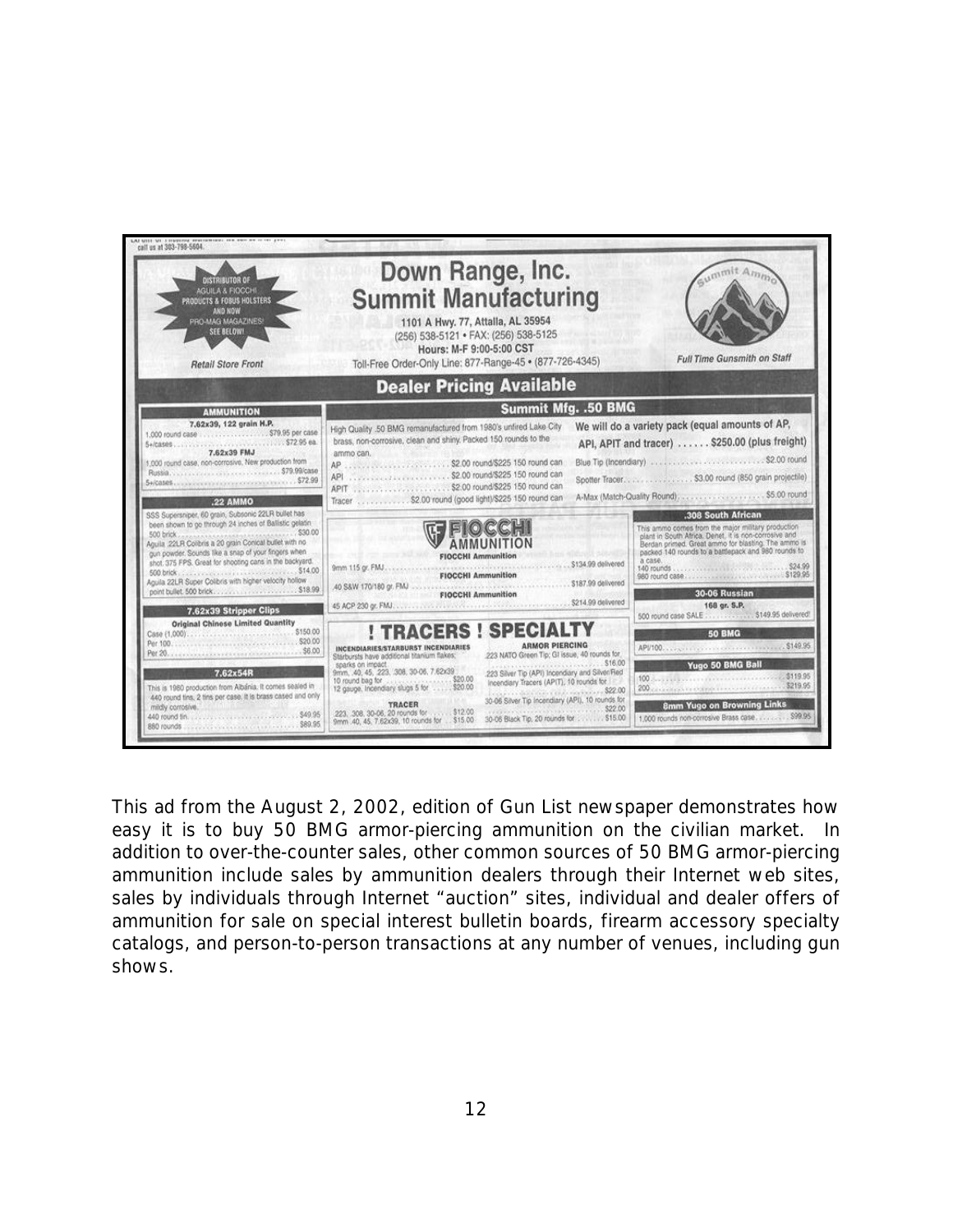call us at 303-798-5604.

DISTRIBUTOR OF AGUILA & FIOCCHI PRODUCTS & FOBUS HOLSTERS AND NOW PRO-MAG MAGAZINES! SEE BELOW!

*Retail Store Front*

# Down Range, Inc.
# Summit Manufacturing

1101 A Hwy. 77, Attalla, AL 35954
(256) 538-5121 • FAX: (256) 538-5125
Hours: M-F 9:00-5:00 CST
Toll-Free Order-Only Line: 877-Range-45 • (877-726-4345)

*Full Time Gunsmith on Staff*

## Dealer Pricing Available

### AMMUNITION

**7.62x39, 122 grain H.P.**

1,000 round case ............ $79.95 per case
5+cases ............ $72.95 ea.

**7.62x39 FMJ**

1,000 round case, non-corrosive, New production from Russia ............ $79.99/case
5+cases ............ $72.99

### .22 AMMO

SSS Supersniper, 60 grain, Subsonic 22LR bullet has been shown to go through 24 inches of Ballistic gelatin. 500 brick ............ $30.00

Aguila .22LR Colibris a 20 grain Conical bullet with no gun powder. Sounds like a snap of your fingers when shot. 375 FPS. Great for shooting cans in the backyard. 500 brick ............ $14.00

Aguila 22LR Super Colibris with higher velocity hollow point bullet. 500 brick ............ $18.99

### 7.62x39 Stripper Clips

**Original Chinese Limited Quantity**

Case (1,000) ............ $150.00
Per 100 ............ $20.00
Per 20 ............ $6.00

### 7.62x54R

This is 1980 production from Albania. It comes sealed in 440 round tins, 2 tins per case. It is brass cased and only mildly corrosive.

440 round tin ............ $49.95
880 rounds ............ $89.95

### Summit Mfg. .50 BMG

High Quality .50 BMG remanufactured from 1980's unfired Lake City brass, non-corrosive, clean and shiny. Packed 150 rounds to the ammo can.

AP ............ $2.00 round/$225 150 round can
API ............ $2.00 round/$225 150 round can
APIT ............ $2.00 round/$225 150 round can
Tracer ............ $2.00 round (good light)/$225 150 round can

We will do a variety pack (equal amounts of AP, API, APIT and tracer) ...... $250.00 (plus freight)

Blue Tip (Incendiary) ............ $2.00 round
Spotter Tracer ............ $3.00 round (850 grain projectile)
A-Max (Match-Quality Round) ............ $5.00 round

### FIOCCHI AMMUNITION

FIOCCHI Ammunition
9mm 115 gr. FMJ ............ $134.99 delivered

FIOCCHI Ammunition
.40 S&W 170/180 gr. FMJ ............ $187.99 delivered

FIOCCHI Ammunition
45 ACP 230 gr. FMJ ............ $214.99 delivered

### ! TRACERS ! SPECIALTY

**INCENDIARIES/STARBURST INCENDIARIES**

Starbursts have additional titanium flakes, sparks on impact.
9mm, .40, 45, .223, .308, 30-06, 7.62x39 10 round bag for ............ $20.00
12 gauge, incendiary slugs 5 for ............ $20.00

**TRACER**

.223, .308, 30-06, 20 rounds for ............ $12.00
9mm .40, 45, 7.62x39, 10 rounds for ............ $15.00

**ARMOR PIERCING**

.223 NATO Green Tip; GI issue, 40 rounds for ............ $16.00
.223 Silver Tip (API) Incendiary and Silver/Red Incendiary Tracers (APIT), 10 rounds for ............ $22.00
30-06 Silver Tip Incendiary (API), 10 rounds for ............ $22.00
30-06 Black Tip, 20 rounds for ............ $15.00

### .308 South African

This ammo comes from the major military production plant in South Africa, Denel. It is non-corrosive and Berdan primed. Great ammo for blasting. The ammo is packed 140 rounds to a battlepack and 980 rounds to a case.

140 rounds ............ $24.99
980 round case ............ $129.95

### 30-06 Russian

**168 gr. S.P.**

500 round case SALE ............ $149.95 delivered!

### 50 BMG

API/100 ............ $149.95

### Yugo 50 BMG Ball

100 ............ $119.95
200 ............ $219.95

### 8mm Yugo on Browning Links

1,000 rounds non-corrosive Brass case ............ $99.95

This ad from the August 2, 2002, edition of Gun List newspaper demonstrates how easy it is to buy 50 BMG armor-piercing ammunition on the civilian market. In addition to over-the-counter sales, other common sources of 50 BMG armor-piercing ammunition include sales by ammunition dealers through their Internet web sites, sales by individuals through Internet "auction" sites, individual and dealer offers of ammunition for sale on special interest bulletin boards, firearm accessory specialty catalogs, and person-to-person transactions at any number of venues, including gun shows.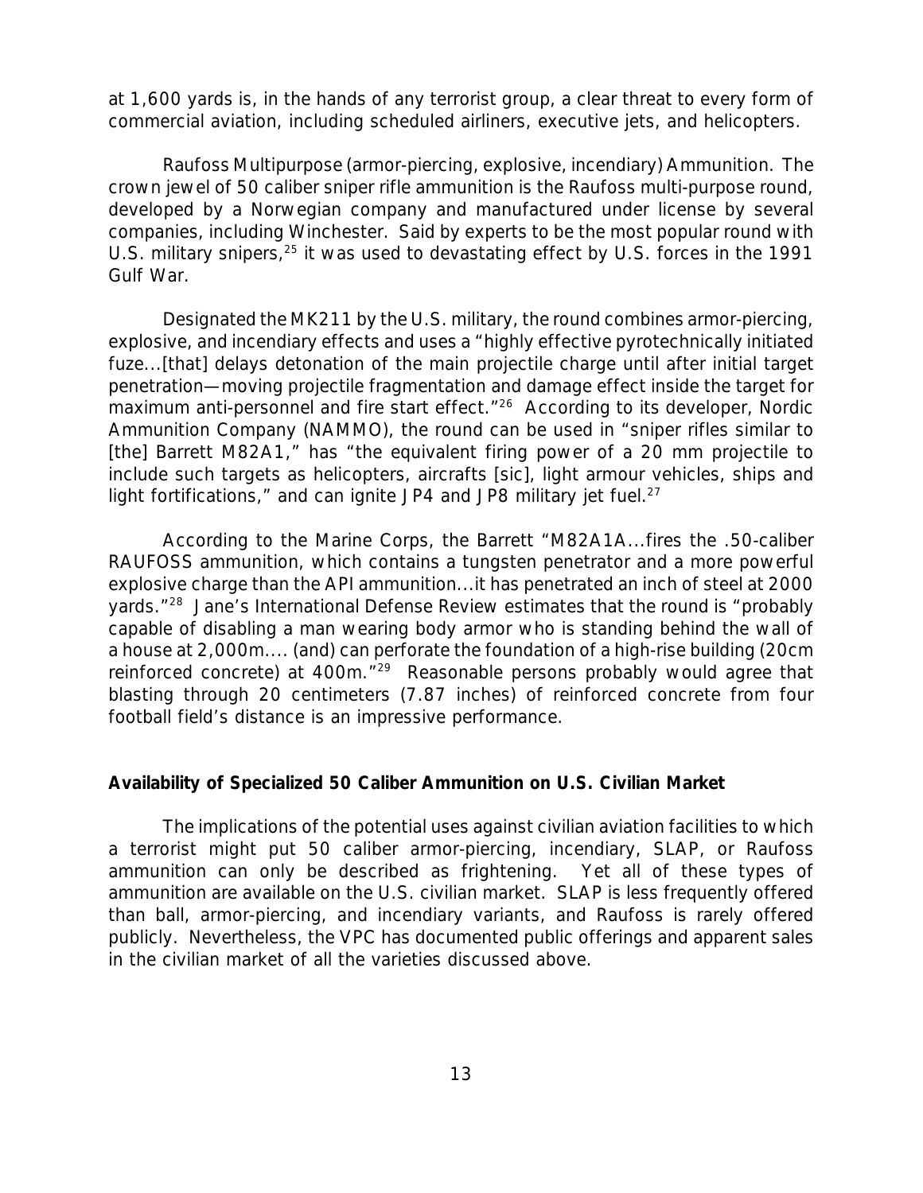at 1,600 yards is, in the hands of any terrorist group, a clear threat to every form of commercial aviation, including scheduled airliners, executive jets, and helicopters.

Raufoss Multipurpose (armor-piercing, explosive, incendiary) Ammunition. The crown jewel of 50 caliber sniper rifle ammunition is the Raufoss multi-purpose round, developed by a Norwegian company and manufactured under license by several companies, including Winchester. Said by experts to be the most popular round with U.S. military snipers,[25] it was used to devastating effect by U.S. forces in the 1991 Gulf War.

Designated the MK211 by the U.S. military, the round combines armor-piercing, explosive, and incendiary effects and uses a "highly effective pyrotechnically initiated fuze...[that] delays detonation of the main projectile charge until after initial target penetration—moving projectile fragmentation and damage effect inside the target for maximum anti-personnel and fire start effect."[26] According to its developer, Nordic Ammunition Company (NAMMO), the round can be used in "sniper rifles similar to [the] Barrett M82A1," has "the equivalent firing power of a 20 mm projectile to include such targets as helicopters, aircrafts [sic], light armour vehicles, ships and light fortifications," and can ignite JP4 and JP8 military jet fuel.[27]

According to the Marine Corps, the Barrett "M82A1A...fires the .50-caliber RAUFOSS ammunition, which contains a tungsten penetrator and a more powerful explosive charge than the API ammunition...it has penetrated an inch of steel at 2000 yards."[28] Jane's International Defense Review estimates that the round is "probably capable of disabling a man wearing body armor who is standing behind the wall of a house at 2,000m.... (and) can perforate the foundation of a high-rise building (20cm reinforced concrete) at 400m."[29] Reasonable persons probably would agree that blasting through 20 centimeters (7.87 inches) of reinforced concrete from four football field's distance is an impressive performance.

**Availability of Specialized 50 Caliber Ammunition on U.S. Civilian Market**

The implications of the potential uses against civilian aviation facilities to which a terrorist might put 50 caliber armor-piercing, incendiary, SLAP, or Raufoss ammunition can only be described as frightening. Yet all of these types of ammunition are available on the U.S. civilian market. SLAP is less frequently offered than ball, armor-piercing, and incendiary variants, and Raufoss is rarely offered publicly. Nevertheless, the VPC has documented public offerings and apparent sales in the civilian market of all the varieties discussed above.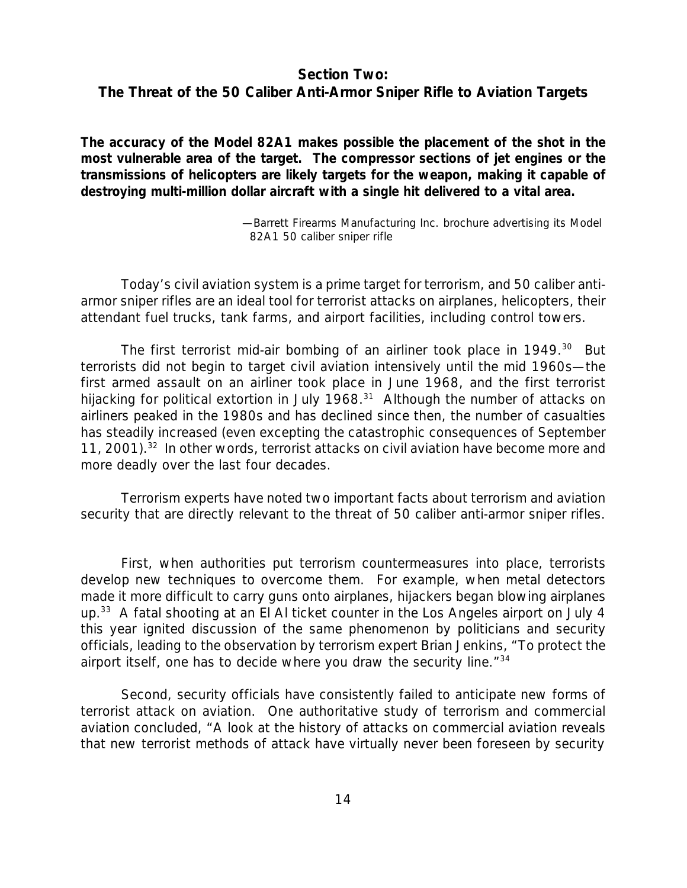## Section Two:
## The Threat of the 50 Caliber Anti-Armor Sniper Rifle to Aviation Targets

**The accuracy of the Model 82A1 makes possible the placement of the shot in the most vulnerable area of the target. The compressor sections of jet engines or the transmissions of helicopters are likely targets for the weapon, making it capable of destroying multi-million dollar aircraft with a single hit delivered to a vital area.**

—Barrett Firearms Manufacturing Inc. brochure advertising its Model 82A1 50 caliber sniper rifle

Today's civil aviation system is a prime target for terrorism, and 50 caliber anti-armor sniper rifles are an ideal tool for terrorist attacks on airplanes, helicopters, their attendant fuel trucks, tank farms, and airport facilities, including control towers.

The first terrorist mid-air bombing of an airliner took place in 1949.[30] But terrorists did not begin to target civil aviation intensively until the mid 1960s—the first armed assault on an airliner took place in June 1968, and the first terrorist hijacking for political extortion in July 1968.[31] Although the number of attacks on airliners peaked in the 1980s and has declined since then, the number of casualties has steadily increased (even excepting the catastrophic consequences of September 11, 2001).[32] In other words, terrorist attacks on civil aviation have become more and more deadly over the last four decades.

Terrorism experts have noted two important facts about terrorism and aviation security that are directly relevant to the threat of 50 caliber anti-armor sniper rifles.

First, when authorities put terrorism countermeasures into place, terrorists develop new techniques to overcome them. For example, when metal detectors made it more difficult to carry guns onto airplanes, hijackers began blowing airplanes up.[33] A fatal shooting at an El Al ticket counter in the Los Angeles airport on July 4 this year ignited discussion of the same phenomenon by politicians and security officials, leading to the observation by terrorism expert Brian Jenkins, "To protect the airport itself, one has to decide where you draw the security line."[34]

Second, security officials have consistently failed to anticipate new forms of terrorist attack on aviation. One authoritative study of terrorism and commercial aviation concluded, "A look at the history of attacks on commercial aviation reveals that new terrorist methods of attack have virtually never been foreseen by security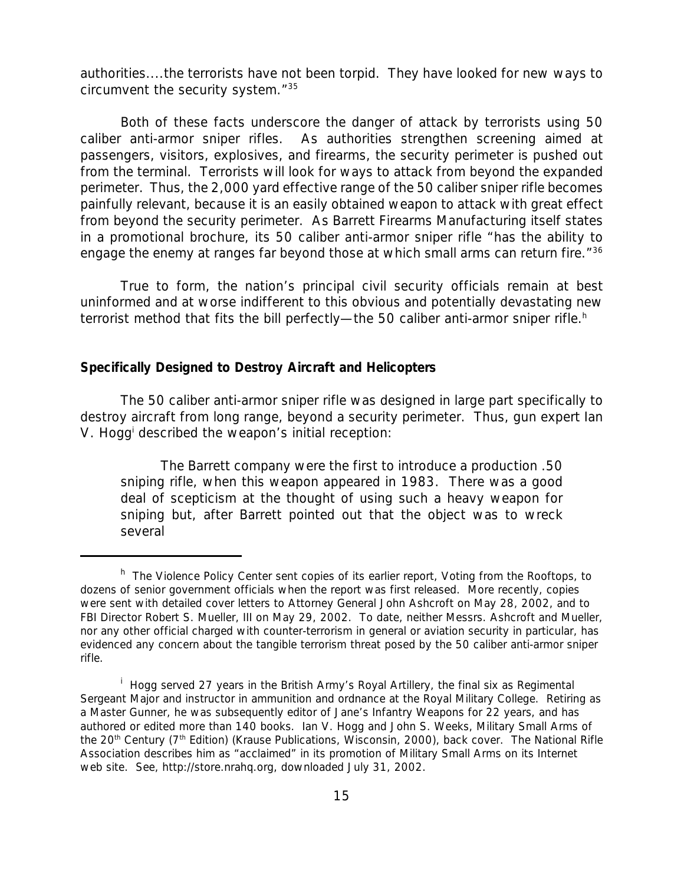authorities....the terrorists have not been torpid. They have looked for new ways to circumvent the security system."[35]

Both of these facts underscore the danger of attack by terrorists using 50 caliber anti-armor sniper rifles. As authorities strengthen screening aimed at passengers, visitors, explosives, and firearms, the security perimeter is pushed out from the terminal. Terrorists will look for ways to attack from beyond the expanded perimeter. Thus, the 2,000 yard effective range of the 50 caliber sniper rifle becomes painfully relevant, because it is an easily obtained weapon to attack with great effect from beyond the security perimeter. As Barrett Firearms Manufacturing itself states in a promotional brochure, its 50 caliber anti-armor sniper rifle "has the ability to engage the enemy at ranges far beyond those at which small arms can return fire."[36]

True to form, the nation's principal civil security officials remain at best uninformed and at worse indifferent to this obvious and potentially devastating new terrorist method that fits the bill perfectly—the 50 caliber anti-armor sniper rifle.[h]

**Specifically Designed to Destroy Aircraft and Helicopters**

The 50 caliber anti-armor sniper rifle was designed in large part specifically to destroy aircraft from long range, beyond a security perimeter. Thus, gun expert Ian V. Hogg[i] described the weapon's initial reception:

> The Barrett company were the first to introduce a production .50 sniping rifle, when this weapon appeared in 1983. There was a good deal of scepticism at the thought of using such a heavy weapon for sniping but, after Barrett pointed out that the object was to wreck several

---

[h] The Violence Policy Center sent copies of its earlier report, Voting from the Rooftops, to dozens of senior government officials when the report was first released. More recently, copies were sent with detailed cover letters to Attorney General John Ashcroft on May 28, 2002, and to FBI Director Robert S. Mueller, III on May 29, 2002. To date, neither Messrs. Ashcroft and Mueller, nor any other official charged with counter-terrorism in general or aviation security in particular, has evidenced any concern about the tangible terrorism threat posed by the 50 caliber anti-armor sniper rifle.

[i] Hogg served 27 years in the British Army's Royal Artillery, the final six as Regimental Sergeant Major and instructor in ammunition and ordnance at the Royal Military College. Retiring as a Master Gunner, he was subsequently editor of Jane's Infantry Weapons for 22 years, and has authored or edited more than 140 books. Ian V. Hogg and John S. Weeks, Military Small Arms of the 20th Century (7th Edition) (Krause Publications, Wisconsin, 2000), back cover. The National Rifle Association describes him as "acclaimed" in its promotion of Military Small Arms on its Internet web site. See, http://store.nrahq.org, downloaded July 31, 2002.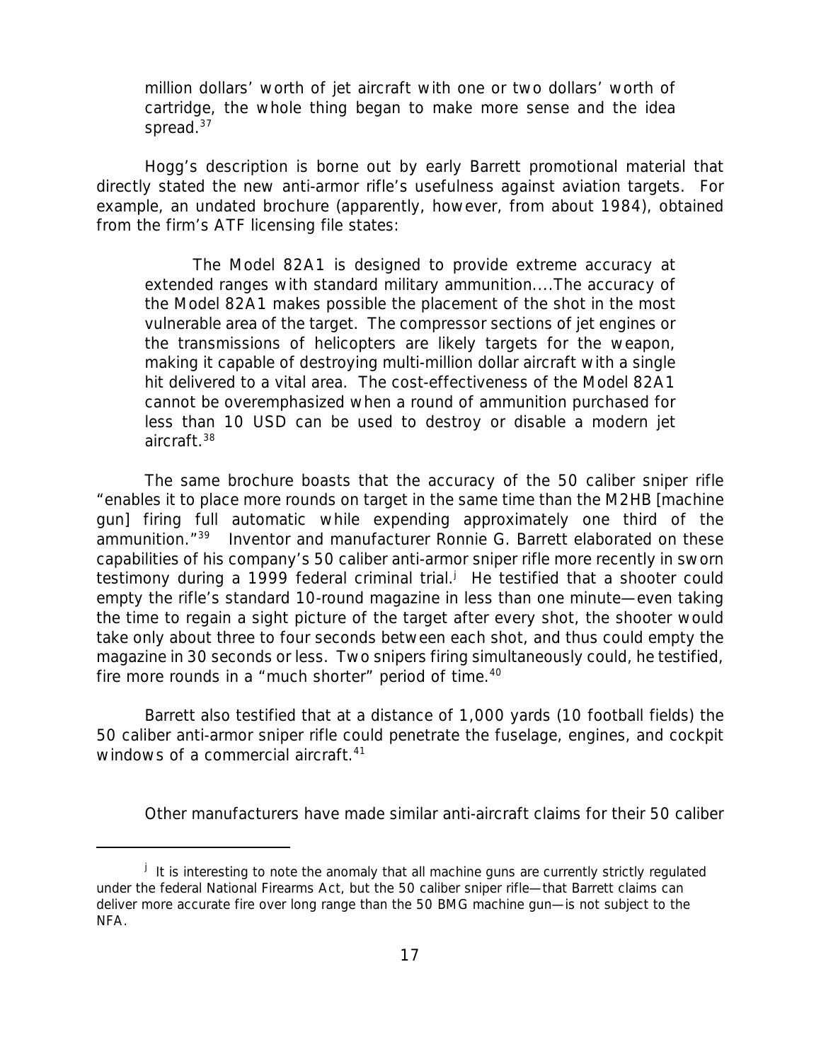million dollars' worth of jet aircraft with one or two dollars' worth of cartridge, the whole thing began to make more sense and the idea spread.[37]

Hogg's description is borne out by early Barrett promotional material that directly stated the new anti-armor rifle's usefulness against aviation targets. For example, an undated brochure (apparently, however, from about 1984), obtained from the firm's ATF licensing file states:

> The Model 82A1 is designed to provide extreme accuracy at extended ranges with standard military ammunition....The accuracy of the Model 82A1 makes possible the placement of the shot in the most vulnerable area of the target. The compressor sections of jet engines or the transmissions of helicopters are likely targets for the weapon, making it capable of destroying multi-million dollar aircraft with a single hit delivered to a vital area. The cost-effectiveness of the Model 82A1 cannot be overemphasized when a round of ammunition purchased for less than 10 USD can be used to destroy or disable a modern jet aircraft.[38]

The same brochure boasts that the accuracy of the 50 caliber sniper rifle "enables it to place more rounds on target in the same time than the M2HB [machine gun] firing full automatic while expending approximately one third of the ammunition."[39] Inventor and manufacturer Ronnie G. Barrett elaborated on these capabilities of his company's 50 caliber anti-armor sniper rifle more recently in sworn testimony during a 1999 federal criminal trial.[j] He testified that a shooter could empty the rifle's standard 10-round magazine in less than one minute—even taking the time to regain a sight picture of the target after every shot, the shooter would take only about three to four seconds between each shot, and thus could empty the magazine in 30 seconds or less. Two snipers firing simultaneously could, he testified, fire more rounds in a "much shorter" period of time.[40]

Barrett also testified that at a distance of 1,000 yards (10 football fields) the 50 caliber anti-armor sniper rifle could penetrate the fuselage, engines, and cockpit windows of a commercial aircraft.[41]

Other manufacturers have made similar anti-aircraft claims for their 50 caliber

---

[j] It is interesting to note the anomaly that all machine guns are currently strictly regulated under the federal National Firearms Act, but the 50 caliber sniper rifle—that Barrett claims can deliver more accurate fire over long range than the 50 BMG machine gun—is not subject to the NFA.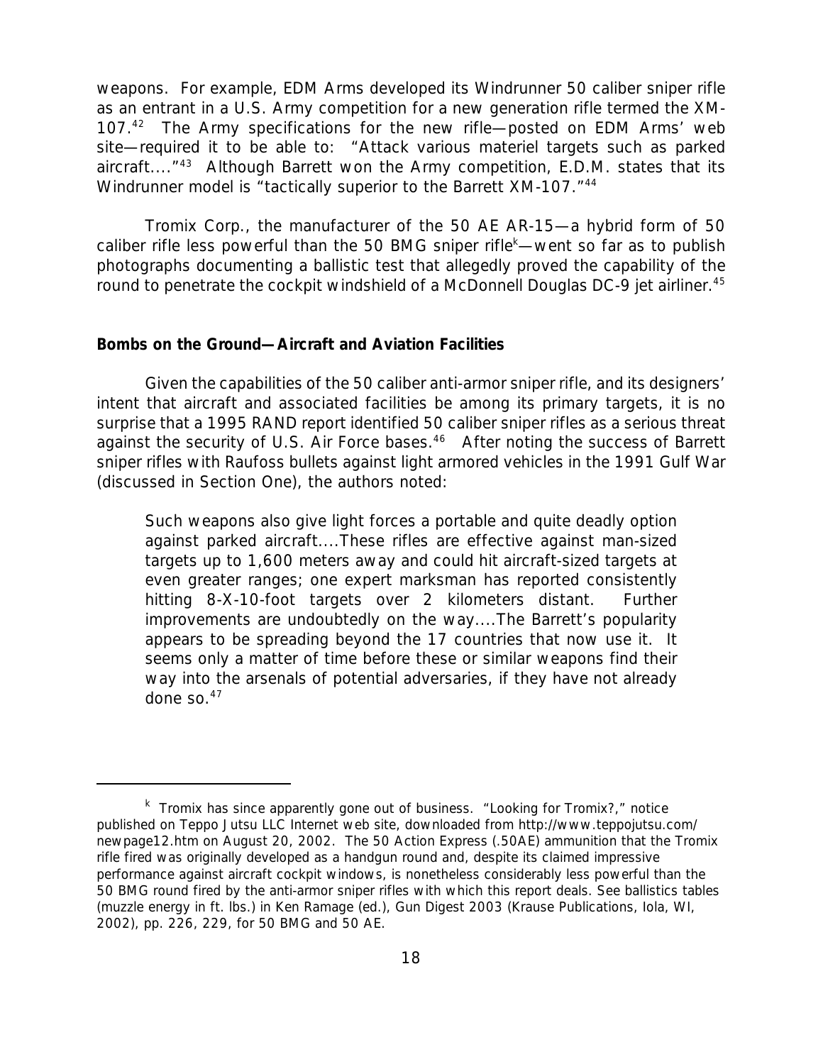weapons. For example, EDM Arms developed its Windrunner 50 caliber sniper rifle as an entrant in a U.S. Army competition for a new generation rifle termed the XM-107.[42] The Army specifications for the new rifle—posted on EDM Arms' web site—required it to be able to: "Attack various materiel targets such as parked aircraft...."[43] Although Barrett won the Army competition, E.D.M. states that its Windrunner model is "tactically superior to the Barrett XM-107."[44]

Tromix Corp., the manufacturer of the 50 AE AR-15—a hybrid form of 50 caliber rifle less powerful than the 50 BMG sniper rifle[k]—went so far as to publish photographs documenting a ballistic test that allegedly proved the capability of the round to penetrate the cockpit windshield of a McDonnell Douglas DC-9 jet airliner.[45]

**Bombs on the Ground—Aircraft and Aviation Facilities**

Given the capabilities of the 50 caliber anti-armor sniper rifle, and its designers' intent that aircraft and associated facilities be among its primary targets, it is no surprise that a 1995 RAND report identified 50 caliber sniper rifles as a serious threat against the security of U.S. Air Force bases.[46] After noting the success of Barrett sniper rifles with Raufoss bullets against light armored vehicles in the 1991 Gulf War (discussed in Section One), the authors noted:

> Such weapons also give light forces a portable and quite deadly option against parked aircraft....These rifles are effective against man-sized targets up to 1,600 meters away and could hit aircraft-sized targets at even greater ranges; one expert marksman has reported consistently hitting 8-X-10-foot targets over 2 kilometers distant. Further improvements are undoubtedly on the way....The Barrett's popularity appears to be spreading beyond the 17 countries that now use it. It seems only a matter of time before these or similar weapons find their way into the arsenals of potential adversaries, if they have not already done so.[47]

---

[k] Tromix has since apparently gone out of business. "Looking for Tromix?," notice published on Teppo Jutsu LLC Internet web site, downloaded from http://www.teppojutsu.com/newpage12.htm on August 20, 2002. The 50 Action Express (.50AE) ammunition that the Tromix rifle fired was originally developed as a handgun round and, despite its claimed impressive performance against aircraft cockpit windows, is nonetheless considerably less powerful than the 50 BMG round fired by the anti-armor sniper rifles with which this report deals. See ballistics tables (muzzle energy in ft. lbs.) in Ken Ramage (ed.), Gun Digest 2003 (Krause Publications, Iola, WI, 2002), pp. 226, 229, for 50 BMG and 50 AE.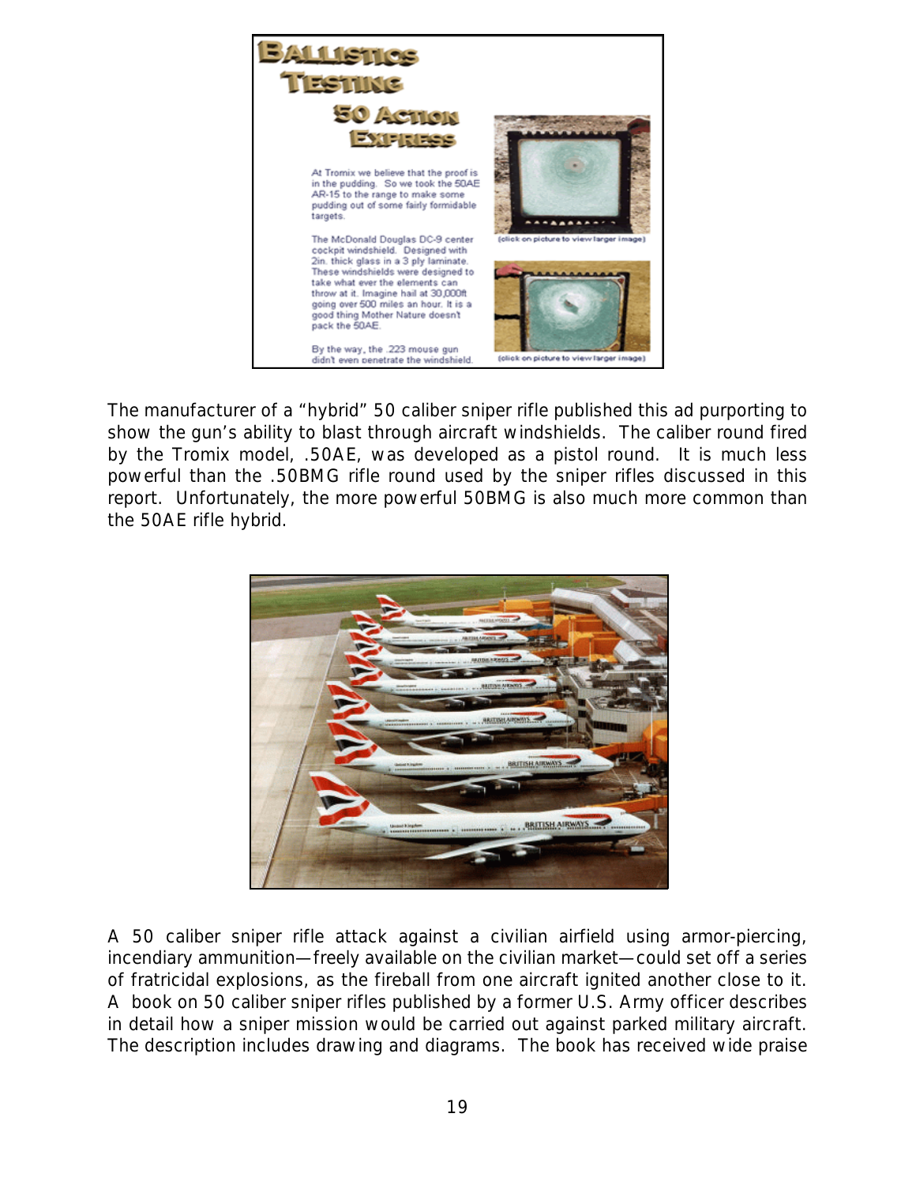The manufacturer of a "hybrid" 50 caliber sniper rifle published this ad purporting to show the gun's ability to blast through aircraft windshields. The caliber round fired by the Tromix model, .50AE, was developed as a pistol round. It is much less powerful than the .50BMG rifle round used by the sniper rifles discussed in this report. Unfortunately, the more powerful 50BMG is also much more common than the 50AE rifle hybrid.

A 50 caliber sniper rifle attack against a civilian airfield using armor-piercing, incendiary ammunition—freely available on the civilian market—could set off a series of fratricidal explosions, as the fireball from one aircraft ignited another close to it. A book on 50 caliber sniper rifles published by a former U.S. Army officer describes in detail how a sniper mission would be carried out against parked military aircraft. The description includes drawing and diagrams. The book has received wide praise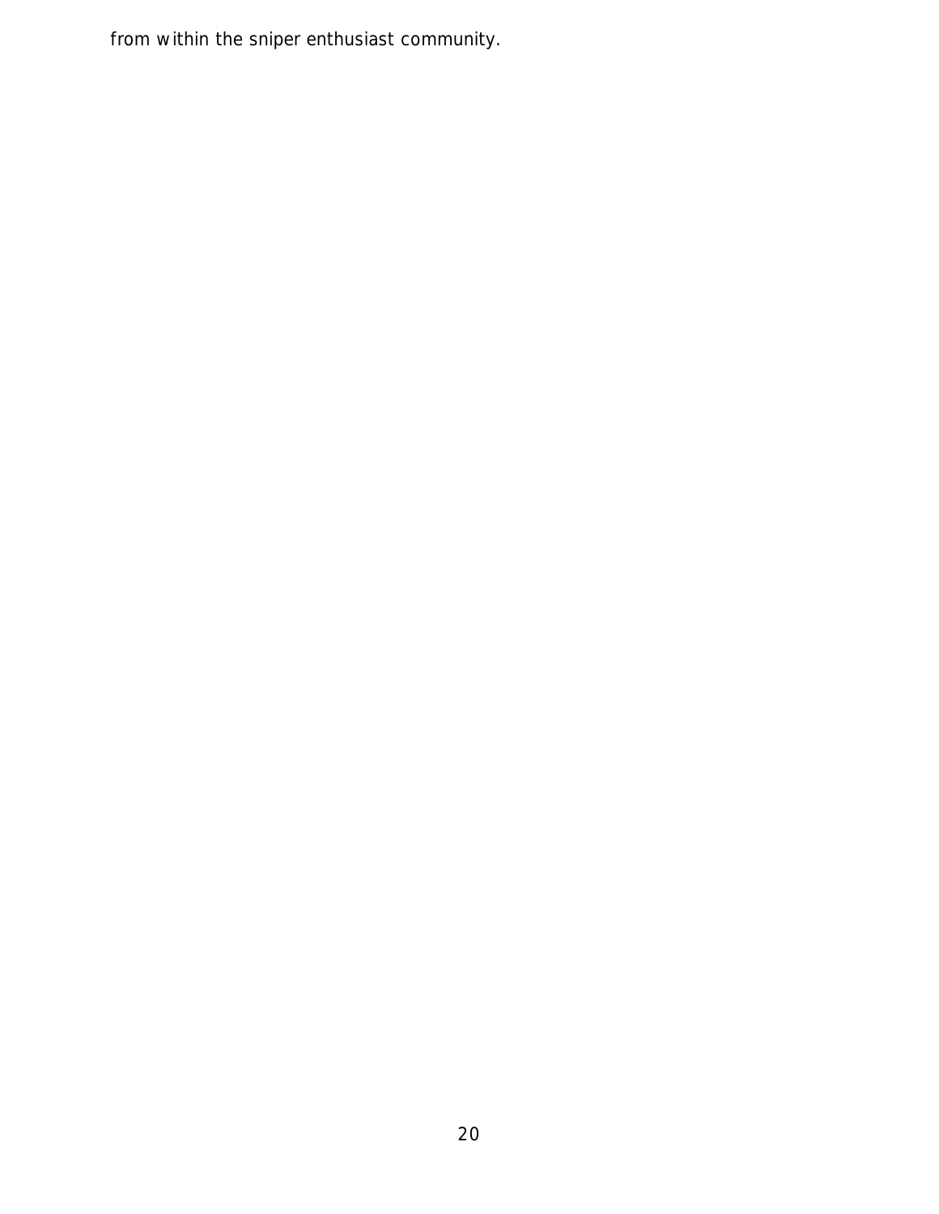from within the sniper enthusiast community.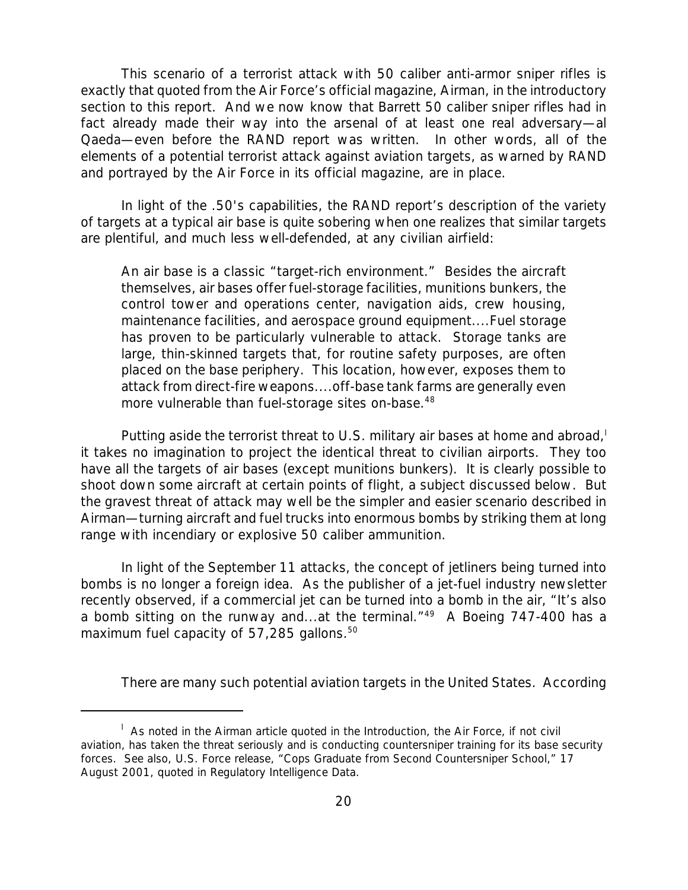This scenario of a terrorist attack with 50 caliber anti-armor sniper rifles is exactly that quoted from the Air Force's official magazine, *Airman*, in the introductory section to this report. And we now know that Barrett 50 caliber sniper rifles had in fact already made their way into the arsenal of at least one real adversary—al Qaeda—even before the RAND report was written. In other words, all of the elements of a potential terrorist attack against aviation targets, as warned by RAND and portrayed by the Air Force in its official magazine, are in place.

In light of the .50's capabilities, the RAND report's description of the variety of targets at a typical air base is quite sobering when one realizes that similar targets are plentiful, and much less well-defended, at any civilian airfield:

> An air base is a classic "target-rich environment." Besides the aircraft themselves, air bases offer fuel-storage facilities, munitions bunkers, the control tower and operations center, navigation aids, crew housing, maintenance facilities, and aerospace ground equipment....Fuel storage has proven to be particularly vulnerable to attack. Storage tanks are large, thin-skinned targets that, for routine safety purposes, are often placed on the base periphery. This location, however, exposes them to attack from direct-fire weapons....off-base tank farms are generally even more vulnerable than fuel-storage sites on-base.[48]

Putting aside the terrorist threat to U.S. military air bases at home and abroad,[l] it takes no imagination to project the identical threat to civilian airports. They too have all the targets of air bases (except munitions bunkers). It is clearly possible to shoot down some aircraft at certain points of flight, a subject discussed below. But the gravest threat of attack may well be the simpler and easier scenario described in *Airman*—turning aircraft and fuel trucks into enormous bombs by striking them at long range with incendiary or explosive 50 caliber ammunition.

In light of the September 11 attacks, the concept of jetliners being turned into bombs is no longer a foreign idea. As the publisher of a jet-fuel industry newsletter recently observed, if a commercial jet can be turned into a bomb in the air, "It's also a bomb sitting on the runway and...at the terminal."[49] A Boeing 747-400 has a maximum fuel capacity of 57,285 gallons.[50]

There are many such potential aviation targets in the United States. According

---

[l] As noted in the *Airman* article quoted in the Introduction, the Air Force, if not civil aviation, has taken the threat seriously and is conducting countersniper training for its base security forces. See also, U.S. Force release, "Cops Graduate from Second Countersniper School," 17 August 2001, quoted in Regulatory Intelligence Data.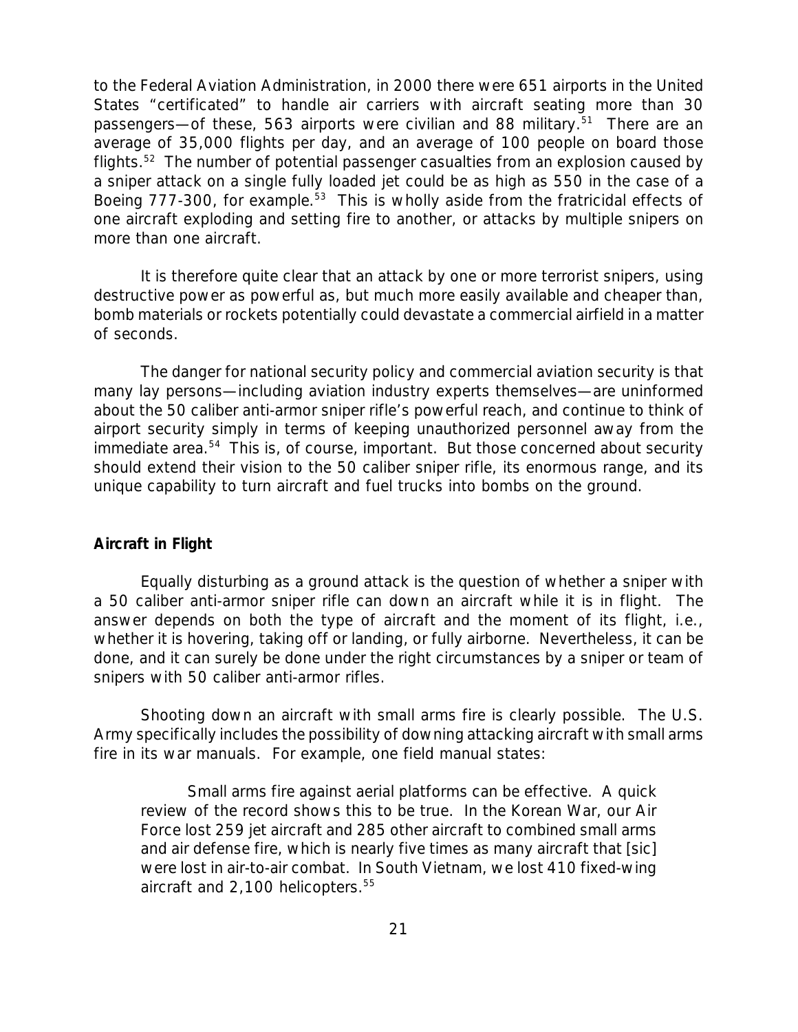to the Federal Aviation Administration, in 2000 there were 651 airports in the United States "certificated" to handle air carriers with aircraft seating more than 30 passengers—of these, 563 airports were civilian and 88 military.[51] There are an average of 35,000 flights per day, and an average of 100 people on board those flights.[52] The number of potential passenger casualties from an explosion caused by a sniper attack on a single fully loaded jet could be as high as 550 in the case of a Boeing 777-300, for example.[53] This is wholly aside from the fratricidal effects of one aircraft exploding and setting fire to another, or attacks by multiple snipers on more than one aircraft.

It is therefore quite clear that an attack by one or more terrorist snipers, using destructive power as powerful as, but much more easily available and cheaper than, bomb materials or rockets potentially could devastate a commercial airfield in a matter of seconds.

The danger for national security policy and commercial aviation security is that many lay persons—including aviation industry experts themselves—are uninformed about the 50 caliber anti-armor sniper rifle's powerful reach, and continue to think of airport security simply in terms of keeping unauthorized personnel away from the immediate area.[54] This is, of course, important. But those concerned about security should extend their vision to the 50 caliber sniper rifle, its enormous range, and its unique capability to turn aircraft and fuel trucks into bombs on the ground.

**Aircraft in Flight**

Equally disturbing as a ground attack is the question of whether a sniper with a 50 caliber anti-armor sniper rifle can down an aircraft while it is in flight. The answer depends on both the type of aircraft and the moment of its flight, i.e., whether it is hovering, taking off or landing, or fully airborne. Nevertheless, it can be done, and it can surely be done under the right circumstances by a sniper or team of snipers with 50 caliber anti-armor rifles.

Shooting down an aircraft with small arms fire is clearly possible. The U.S. Army specifically includes the possibility of downing attacking aircraft with small arms fire in its war manuals. For example, one field manual states:

> Small arms fire against aerial platforms can be effective. A quick review of the record shows this to be true. In the Korean War, our Air Force lost 259 jet aircraft and 285 other aircraft to combined small arms and air defense fire, which is nearly five times as many aircraft that [sic] were lost in air-to-air combat. In South Vietnam, we lost 410 fixed-wing aircraft and 2,100 helicopters.[55]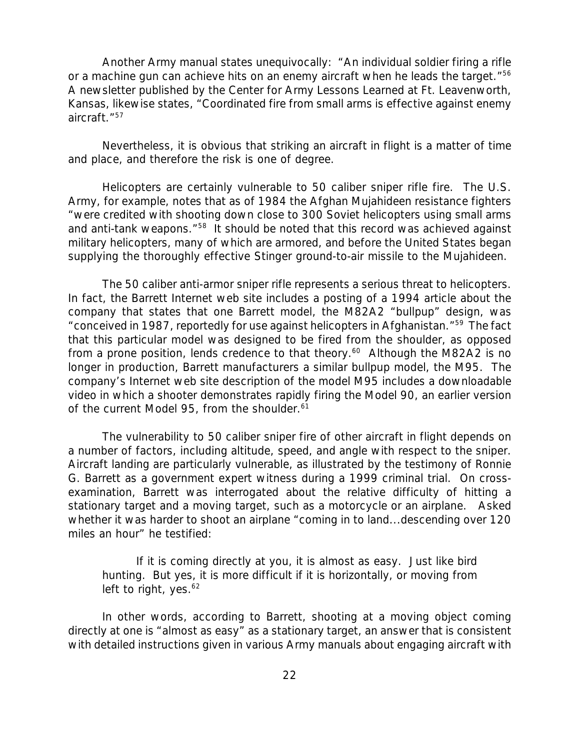Another Army manual states unequivocally: "An individual soldier firing a rifle or a machine gun can achieve hits on an enemy aircraft when he leads the target."[56] A newsletter published by the Center for Army Lessons Learned at Ft. Leavenworth, Kansas, likewise states, "Coordinated fire from small arms is effective against enemy aircraft."[57]

Nevertheless, it is obvious that striking an aircraft in flight is a matter of time and place, and therefore the risk is one of degree.

Helicopters are certainly vulnerable to 50 caliber sniper rifle fire. The U.S. Army, for example, notes that as of 1984 the Afghan Mujahideen resistance fighters "were credited with shooting down close to 300 Soviet helicopters using small arms and anti-tank weapons."[58] It should be noted that this record was achieved against military helicopters, many of which are armored, and before the United States began supplying the thoroughly effective Stinger ground-to-air missile to the Mujahideen.

The 50 caliber anti-armor sniper rifle represents a serious threat to helicopters. In fact, the Barrett Internet web site includes a posting of a 1994 article about the company that states that one Barrett model, the M82A2 "bullpup" design, was "conceived in 1987, reportedly for use against helicopters in Afghanistan."[59] The fact that this particular model was designed to be fired from the shoulder, as opposed from a prone position, lends credence to that theory.[60] Although the M82A2 is no longer in production, Barrett manufacturers a similar bullpup model, the M95. The company's Internet web site description of the model M95 includes a downloadable video in which a shooter demonstrates rapidly firing the Model 90, an earlier version of the current Model 95, from the shoulder.[61]

The vulnerability to 50 caliber sniper fire of other aircraft in flight depends on a number of factors, including altitude, speed, and angle with respect to the sniper. Aircraft landing are particularly vulnerable, as illustrated by the testimony of Ronnie G. Barrett as a government expert witness during a 1999 criminal trial. On cross-examination, Barrett was interrogated about the relative difficulty of hitting a stationary target and a moving target, such as a motorcycle or an airplane. Asked whether it was harder to shoot an airplane "coming in to land...descending over 120 miles an hour" he testified:

> If it is coming directly at you, it is almost as easy. Just like bird hunting. But yes, it is more difficult if it is horizontally, or moving from left to right, yes.[62]

In other words, according to Barrett, shooting at a moving object coming directly at one is "almost as easy" as a stationary target, an answer that is consistent with detailed instructions given in various Army manuals about engaging aircraft with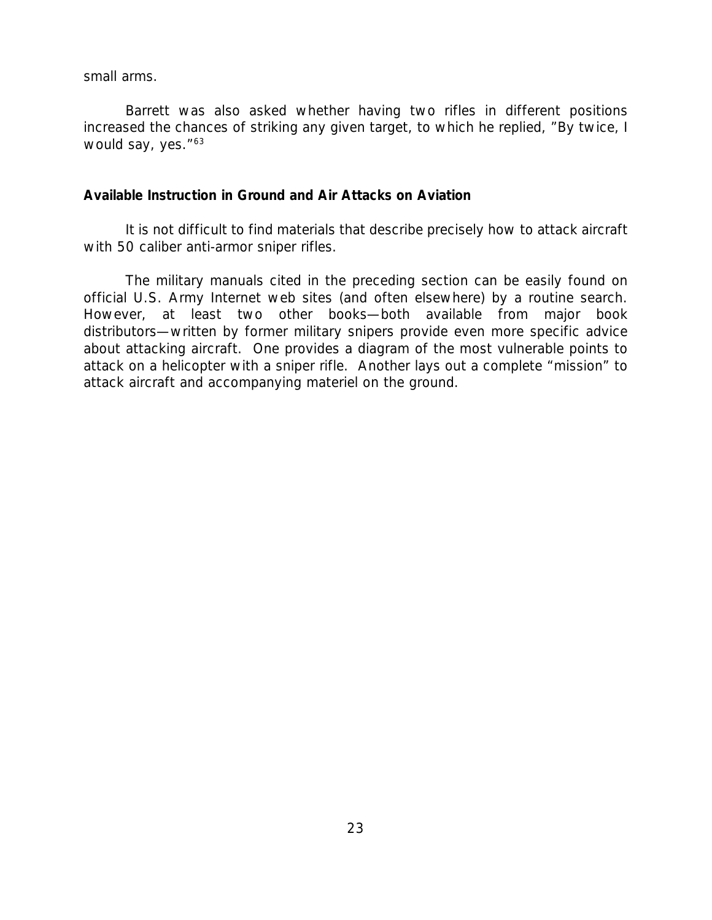small arms.

Barrett was also asked whether having two rifles in different positions increased the chances of striking any given target, to which he replied, "By twice, I would say, yes."[63]

### Available Instruction in Ground and Air Attacks on Aviation

It is not difficult to find materials that describe precisely how to attack aircraft with 50 caliber anti-armor sniper rifles.

The military manuals cited in the preceding section can be easily found on official U.S. Army Internet web sites (and often elsewhere) by a routine search. However, at least two other books—both available from major book distributors—written by former military snipers provide even more specific advice about attacking aircraft. One provides a diagram of the most vulnerable points to attack on a helicopter with a sniper rifle. Another lays out a complete "mission" to attack aircraft and accompanying materiel on the ground.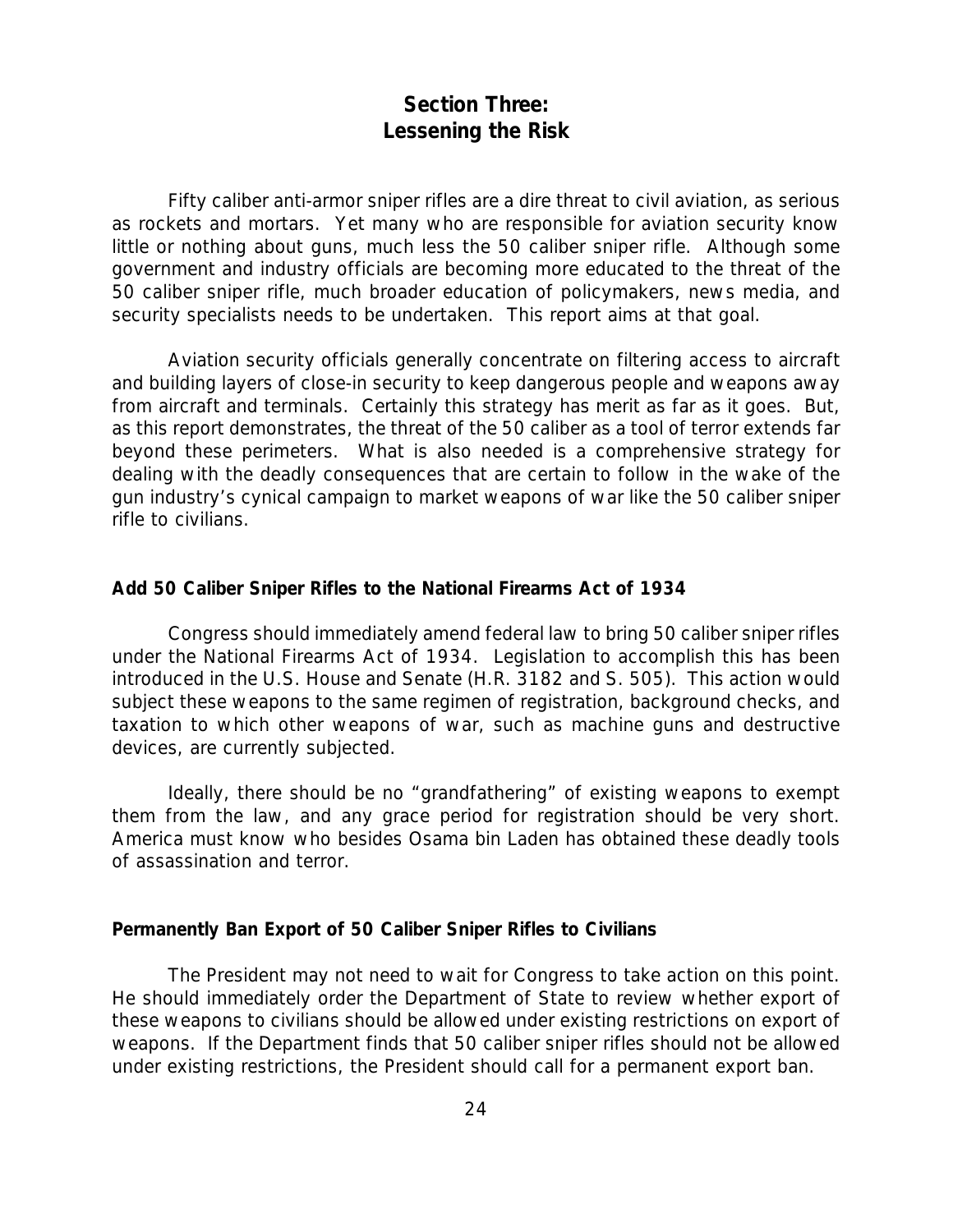# Section Three: Lessening the Risk

Fifty caliber anti-armor sniper rifles are a dire threat to civil aviation, as serious as rockets and mortars. Yet many who are responsible for aviation security know little or nothing about guns, much less the 50 caliber sniper rifle. Although some government and industry officials are becoming more educated to the threat of the 50 caliber sniper rifle, much broader education of policymakers, news media, and security specialists needs to be undertaken. This report aims at that goal.

Aviation security officials generally concentrate on filtering access to aircraft and building layers of close-in security to keep dangerous people and weapons away from aircraft and terminals. Certainly this strategy has merit as far as it goes. But, as this report demonstrates, the threat of the 50 caliber as a tool of terror extends far beyond these perimeters. What is also needed is a comprehensive strategy for dealing with the deadly consequences that are certain to follow in the wake of the gun industry's cynical campaign to market weapons of war like the 50 caliber sniper rifle to civilians.

## Add 50 Caliber Sniper Rifles to the National Firearms Act of 1934

Congress should immediately amend federal law to bring 50 caliber sniper rifles under the National Firearms Act of 1934. Legislation to accomplish this has been introduced in the U.S. House and Senate (H.R. 3182 and S. 505). This action would subject these weapons to the same regimen of registration, background checks, and taxation to which other weapons of war, such as machine guns and destructive devices, are currently subjected.

Ideally, there should be no "grandfathering" of existing weapons to exempt them from the law, and any grace period for registration should be very short. America must know who besides Osama bin Laden has obtained these deadly tools of assassination and terror.

## Permanently Ban Export of 50 Caliber Sniper Rifles to Civilians

The President may not need to wait for Congress to take action on this point. He should immediately order the Department of State to review whether export of these weapons to civilians should be allowed under existing restrictions on export of weapons. If the Department finds that 50 caliber sniper rifles should not be allowed under existing restrictions, the President should call for a permanent export ban.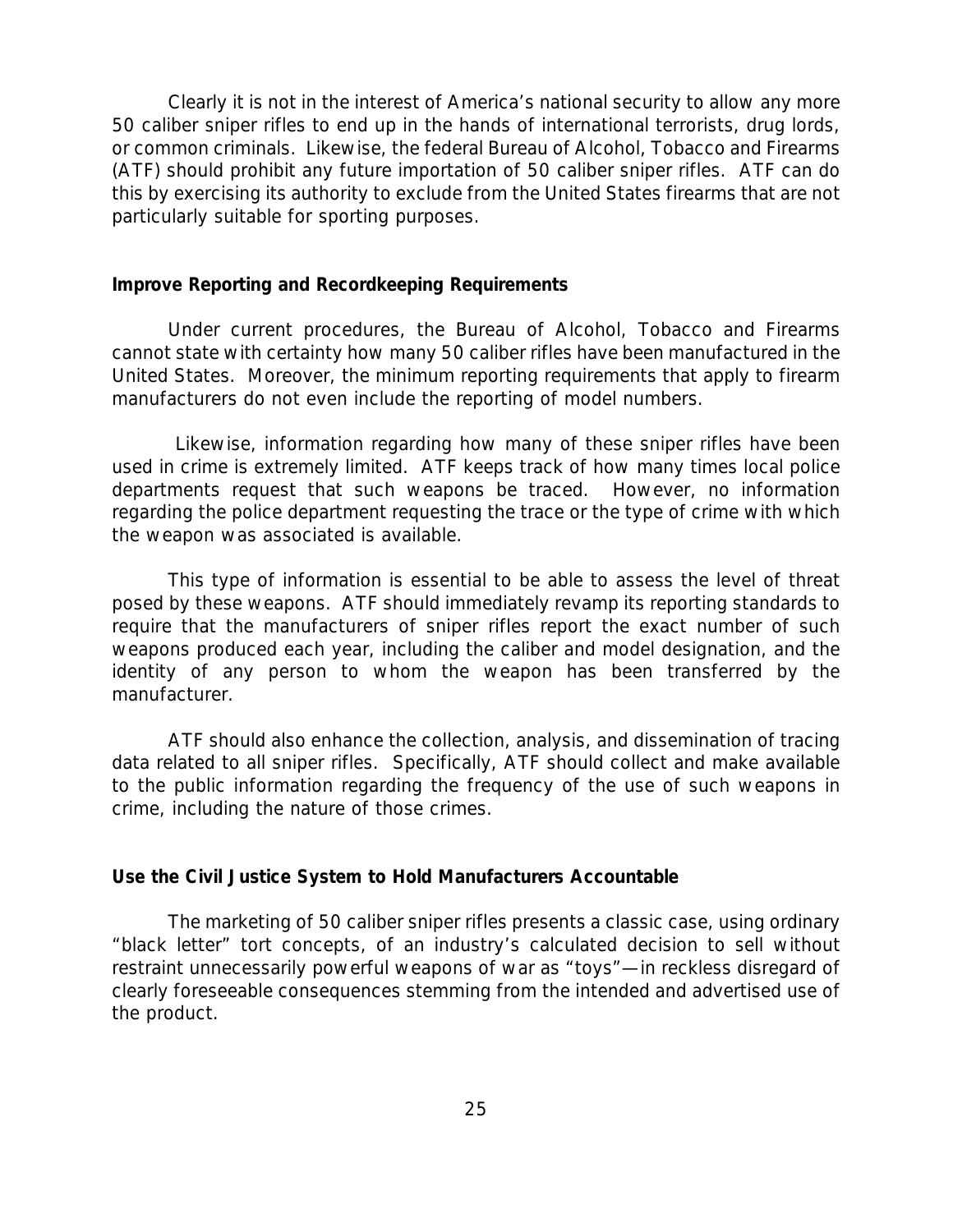Clearly it is not in the interest of America's national security to allow any more 50 caliber sniper rifles to end up in the hands of international terrorists, drug lords, or common criminals. Likewise, the federal Bureau of Alcohol, Tobacco and Firearms (ATF) should prohibit any future importation of 50 caliber sniper rifles. ATF can do this by exercising its authority to exclude from the United States firearms that are not particularly suitable for sporting purposes.

**Improve Reporting and Recordkeeping Requirements**

Under current procedures, the Bureau of Alcohol, Tobacco and Firearms cannot state with certainty how many 50 caliber rifles have been manufactured in the United States. Moreover, the minimum reporting requirements that apply to firearm manufacturers do not even include the reporting of model numbers.

Likewise, information regarding how many of these sniper rifles have been used in crime is extremely limited. ATF keeps track of how many times local police departments request that such weapons be traced. However, no information regarding the police department requesting the trace or the type of crime with which the weapon was associated is available.

This type of information is essential to be able to assess the level of threat posed by these weapons. ATF should immediately revamp its reporting standards to require that the manufacturers of sniper rifles report the exact number of such weapons produced each year, including the caliber and model designation, and the identity of any person to whom the weapon has been transferred by the manufacturer.

ATF should also enhance the collection, analysis, and dissemination of tracing data related to all sniper rifles. Specifically, ATF should collect and make available to the public information regarding the frequency of the use of such weapons in crime, including the nature of those crimes.

**Use the Civil Justice System to Hold Manufacturers Accountable**

The marketing of 50 caliber sniper rifles presents a classic case, using ordinary "black letter" tort concepts, of an industry's calculated decision to sell without restraint unnecessarily powerful weapons of war as "toys"—in reckless disregard of clearly foreseeable consequences stemming from the intended and advertised use of the product.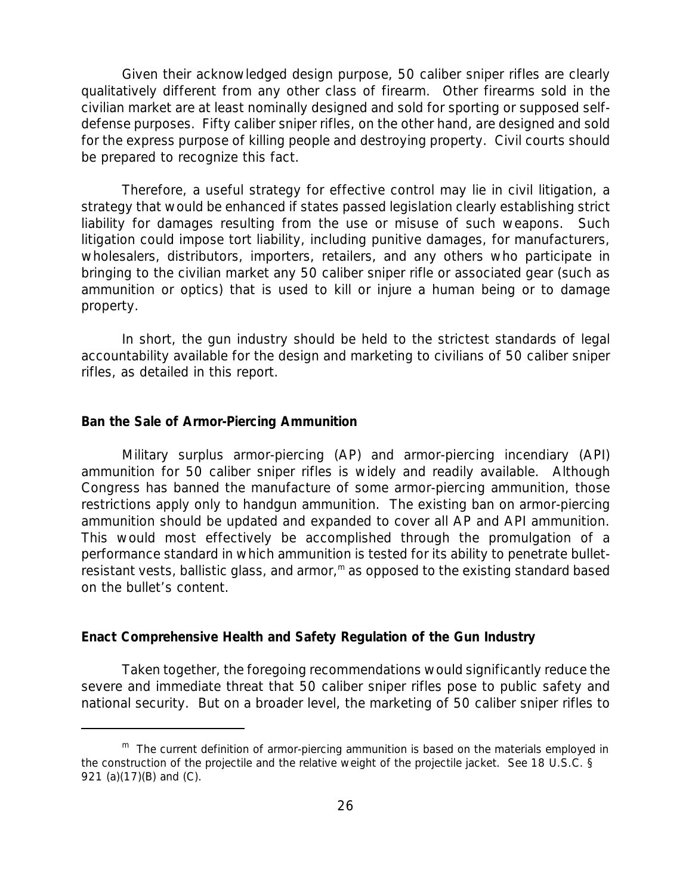Given their acknowledged design purpose, 50 caliber sniper rifles are clearly qualitatively different from any other class of firearm. Other firearms sold in the civilian market are at least nominally designed and sold for sporting or supposed self-defense purposes. Fifty caliber sniper rifles, on the other hand, are designed and sold for the express purpose of killing people and destroying property. Civil courts should be prepared to recognize this fact.

Therefore, a useful strategy for effective control may lie in civil litigation, a strategy that would be enhanced if states passed legislation clearly establishing strict liability for damages resulting from the use or misuse of such weapons. Such litigation could impose tort liability, including punitive damages, for manufacturers, wholesalers, distributors, importers, retailers, and any others who participate in bringing to the civilian market any 50 caliber sniper rifle or associated gear (such as ammunition or optics) that is used to kill or injure a human being or to damage property.

In short, the gun industry should be held to the strictest standards of legal accountability available for the design and marketing to civilians of 50 caliber sniper rifles, as detailed in this report.

**Ban the Sale of Armor-Piercing Ammunition**

Military surplus armor-piercing (AP) and armor-piercing incendiary (API) ammunition for 50 caliber sniper rifles is widely and readily available. Although Congress has banned the manufacture of some armor-piercing ammunition, those restrictions apply only to handgun ammunition. The existing ban on armor-piercing ammunition should be updated and expanded to cover all AP and API ammunition. This would most effectively be accomplished through the promulgation of a performance standard in which ammunition is tested for its ability to penetrate bullet-resistant vests, ballistic glass, and armor,[m] as opposed to the existing standard based on the bullet's content.

**Enact Comprehensive Health and Safety Regulation of the Gun Industry**

Taken together, the foregoing recommendations would significantly reduce the severe and immediate threat that 50 caliber sniper rifles pose to public safety and national security. But on a broader level, the marketing of 50 caliber sniper rifles to

---

[m] The current definition of armor-piercing ammunition is based on the materials employed in the construction of the projectile and the relative weight of the projectile jacket. See 18 U.S.C. § 921 (a)(17)(B) and (C).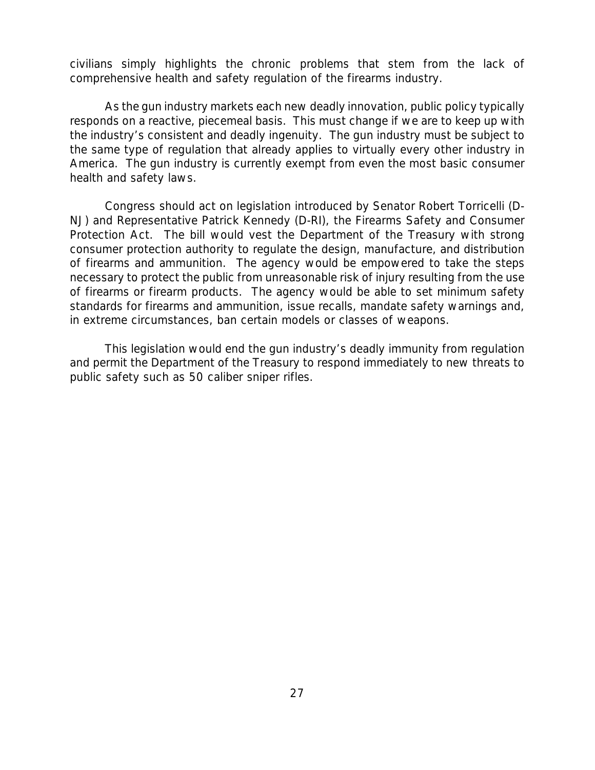civilians simply highlights the chronic problems that stem from the lack of comprehensive health and safety regulation of the firearms industry.

As the gun industry markets each new deadly innovation, public policy typically responds on a reactive, piecemeal basis. This must change if we are to keep up with the industry's consistent and deadly ingenuity. The gun industry must be subject to the same type of regulation that already applies to virtually every other industry in America. The gun industry is currently exempt from even the most basic consumer health and safety laws.

Congress should act on legislation introduced by Senator Robert Torricelli (D-NJ) and Representative Patrick Kennedy (D-RI), the Firearms Safety and Consumer Protection Act. The bill would vest the Department of the Treasury with strong consumer protection authority to regulate the design, manufacture, and distribution of firearms and ammunition. The agency would be empowered to take the steps necessary to protect the public from unreasonable risk of injury resulting from the use of firearms or firearm products. The agency would be able to set minimum safety standards for firearms and ammunition, issue recalls, mandate safety warnings and, in extreme circumstances, ban certain models or classes of weapons.

This legislation would end the gun industry's deadly immunity from regulation and permit the Department of the Treasury to respond immediately to new threats to public safety such as 50 caliber sniper rifles.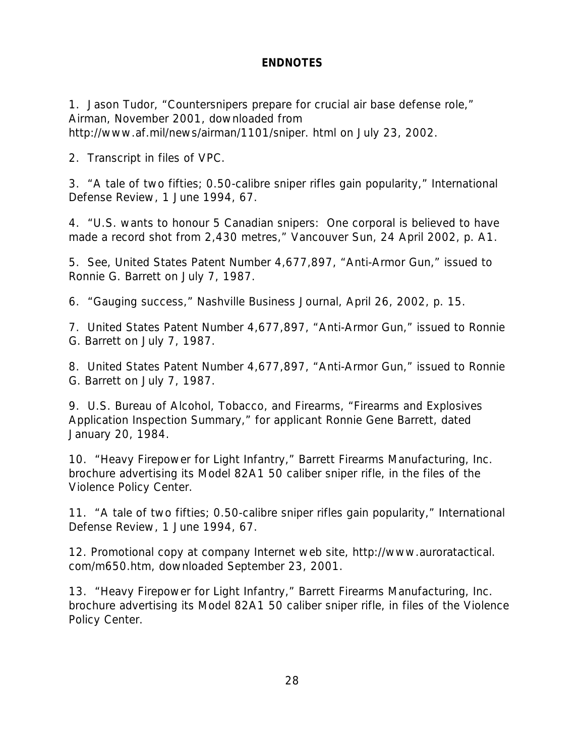**ENDNOTES**

1. Jason Tudor, "Countersnipers prepare for crucial air base defense role," Airman, November 2001, downloaded from http://www.af.mil/news/airman/1101/sniper. html on July 23, 2002.

2. Transcript in files of VPC.

3. "A tale of two fifties; 0.50-calibre sniper rifles gain popularity," International Defense Review, 1 June 1994, 67.

4. "U.S. wants to honour 5 Canadian snipers: One corporal is believed to have made a record shot from 2,430 metres," Vancouver Sun, 24 April 2002, p. A1.

5. See, United States Patent Number 4,677,897, "Anti-Armor Gun," issued to Ronnie G. Barrett on July 7, 1987.

6. "Gauging success," Nashville Business Journal, April 26, 2002, p. 15.

7. United States Patent Number 4,677,897, "Anti-Armor Gun," issued to Ronnie G. Barrett on July 7, 1987.

8. United States Patent Number 4,677,897, "Anti-Armor Gun," issued to Ronnie G. Barrett on July 7, 1987.

9. U.S. Bureau of Alcohol, Tobacco, and Firearms, "Firearms and Explosives Application Inspection Summary," for applicant Ronnie Gene Barrett, dated January 20, 1984.

10. "Heavy Firepower for Light Infantry," Barrett Firearms Manufacturing, Inc. brochure advertising its Model 82A1 50 caliber sniper rifle, in the files of the Violence Policy Center.

11. "A tale of two fifties; 0.50-calibre sniper rifles gain popularity," International Defense Review, 1 June 1994, 67.

12. Promotional copy at company Internet web site, http://www.auroratactical. com/m650.htm, downloaded September 23, 2001.

13. "Heavy Firepower for Light Infantry," Barrett Firearms Manufacturing, Inc. brochure advertising its Model 82A1 50 caliber sniper rifle, in files of the Violence Policy Center.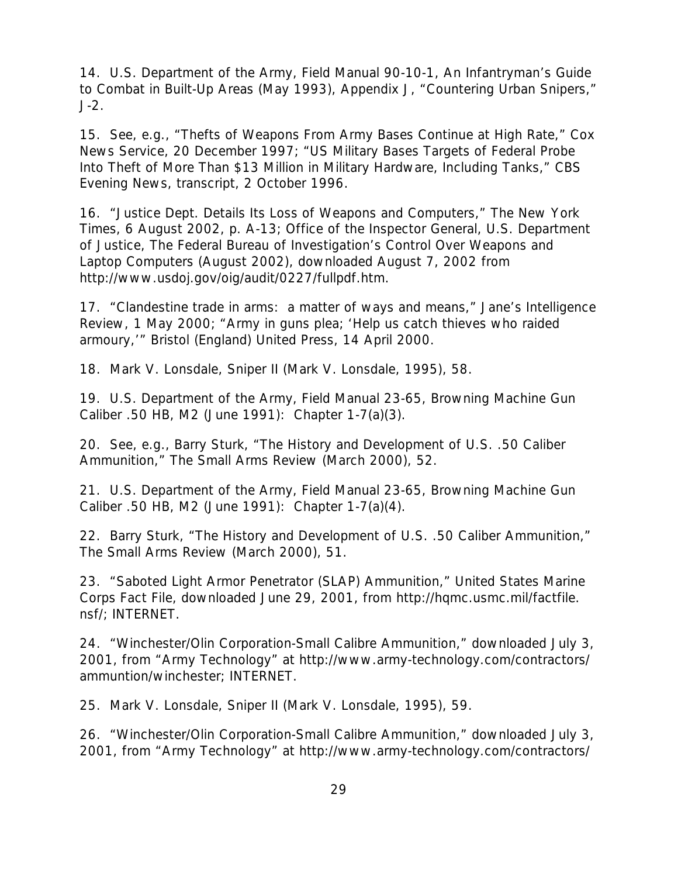14. U.S. Department of the Army, Field Manual 90-10-1, An Infantryman's Guide to Combat in Built-Up Areas (May 1993), Appendix J, "Countering Urban Snipers," J-2.

15. See, e.g., "Thefts of Weapons From Army Bases Continue at High Rate," Cox News Service, 20 December 1997; "US Military Bases Targets of Federal Probe Into Theft of More Than $13 Million in Military Hardware, Including Tanks," CBS Evening News, transcript, 2 October 1996.

16. "Justice Dept. Details Its Loss of Weapons and Computers," The New York Times, 6 August 2002, p. A-13; Office of the Inspector General, U.S. Department of Justice, The Federal Bureau of Investigation's Control Over Weapons and Laptop Computers (August 2002), downloaded August 7, 2002 from http://www.usdoj.gov/oig/audit/0227/fullpdf.htm.

17. "Clandestine trade in arms: a matter of ways and means," Jane's Intelligence Review, 1 May 2000; "Army in guns plea; 'Help us catch thieves who raided armoury,'" Bristol (England) United Press, 14 April 2000.

18. Mark V. Lonsdale, Sniper II (Mark V. Lonsdale, 1995), 58.

19. U.S. Department of the Army, Field Manual 23-65, Browning Machine Gun Caliber .50 HB, M2 (June 1991): Chapter 1-7(a)(3).

20. See, e.g., Barry Sturk, "The History and Development of U.S. .50 Caliber Ammunition," The Small Arms Review (March 2000), 52.

21. U.S. Department of the Army, Field Manual 23-65, Browning Machine Gun Caliber .50 HB, M2 (June 1991): Chapter 1-7(a)(4).

22. Barry Sturk, "The History and Development of U.S. .50 Caliber Ammunition," The Small Arms Review (March 2000), 51.

23. "Saboted Light Armor Penetrator (SLAP) Ammunition," United States Marine Corps Fact File, downloaded June 29, 2001, from http://hqmc.usmc.mil/factfile.nsf/; INTERNET.

24. "Winchester/Olin Corporation-Small Calibre Ammunition," downloaded July 3, 2001, from "Army Technology" at http://www.army-technology.com/contractors/ammuntion/winchester; INTERNET.

25. Mark V. Lonsdale, Sniper II (Mark V. Lonsdale, 1995), 59.

26. "Winchester/Olin Corporation-Small Calibre Ammunition," downloaded July 3, 2001, from "Army Technology" at http://www.army-technology.com/contractors/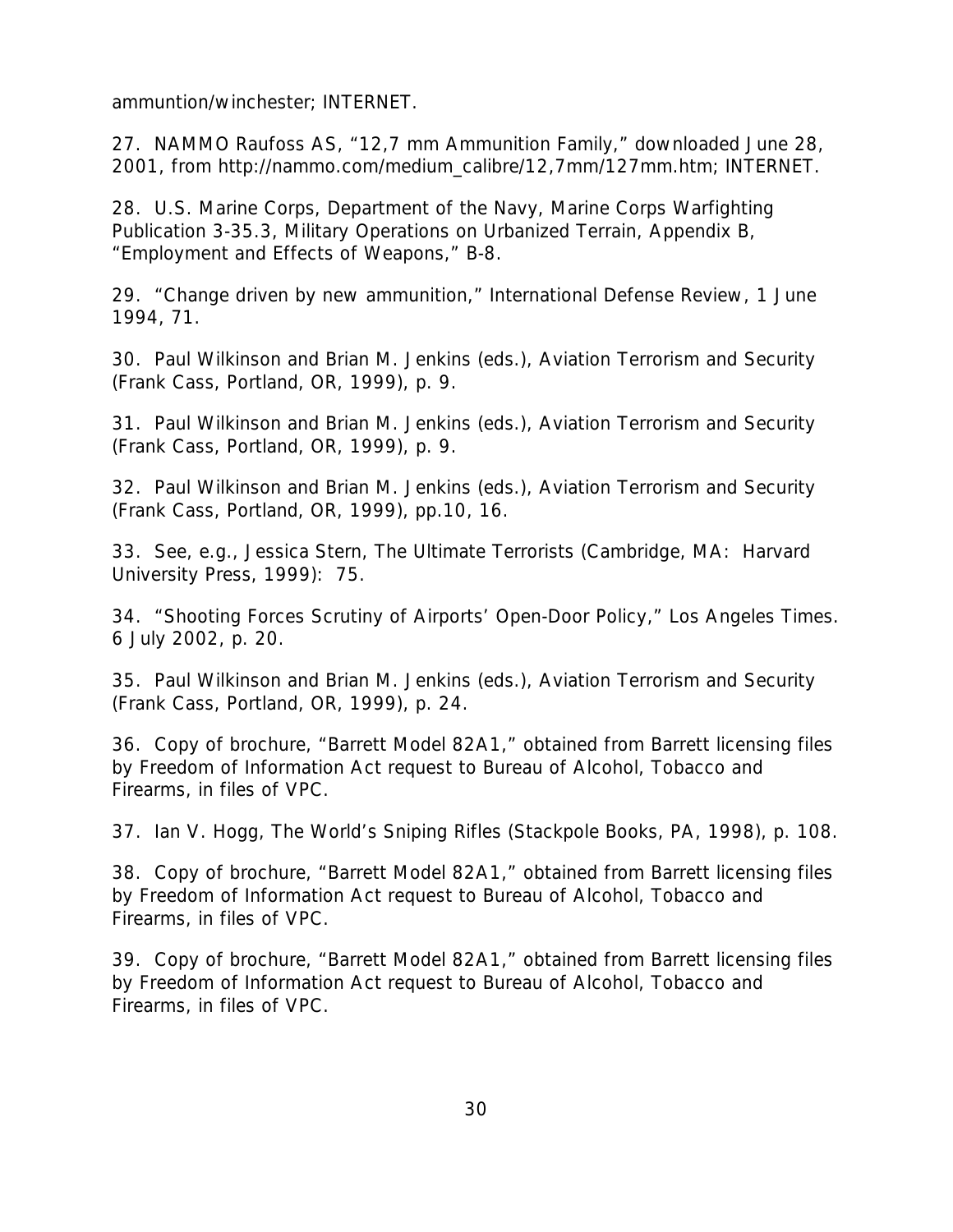ammuntion/winchester; INTERNET.

27. NAMMO Raufoss AS, “12,7 mm Ammunition Family,” downloaded June 28, 2001, from http://nammo.com/medium_calibre/12,7mm/127mm.htm; INTERNET.

28. U.S. Marine Corps, Department of the Navy, Marine Corps Warfighting Publication 3-35.3, Military Operations on Urbanized Terrain, Appendix B, “Employment and Effects of Weapons,” B-8.

29. “Change driven by new ammunition,” International Defense Review, 1 June 1994, 71.

30. Paul Wilkinson and Brian M. Jenkins (eds.), Aviation Terrorism and Security (Frank Cass, Portland, OR, 1999), p. 9.

31. Paul Wilkinson and Brian M. Jenkins (eds.), Aviation Terrorism and Security (Frank Cass, Portland, OR, 1999), p. 9.

32. Paul Wilkinson and Brian M. Jenkins (eds.), Aviation Terrorism and Security (Frank Cass, Portland, OR, 1999), pp.10, 16.

33. See, e.g., Jessica Stern, The Ultimate Terrorists (Cambridge, MA: Harvard University Press, 1999): 75.

34. “Shooting Forces Scrutiny of Airports’ Open-Door Policy,” Los Angeles Times. 6 July 2002, p. 20.

35. Paul Wilkinson and Brian M. Jenkins (eds.), Aviation Terrorism and Security (Frank Cass, Portland, OR, 1999), p. 24.

36. Copy of brochure, “Barrett Model 82A1,” obtained from Barrett licensing files by Freedom of Information Act request to Bureau of Alcohol, Tobacco and Firearms, in files of VPC.

37. Ian V. Hogg, The World’s Sniping Rifles (Stackpole Books, PA, 1998), p. 108.

38. Copy of brochure, “Barrett Model 82A1,” obtained from Barrett licensing files by Freedom of Information Act request to Bureau of Alcohol, Tobacco and Firearms, in files of VPC.

39. Copy of brochure, “Barrett Model 82A1,” obtained from Barrett licensing files by Freedom of Information Act request to Bureau of Alcohol, Tobacco and Firearms, in files of VPC.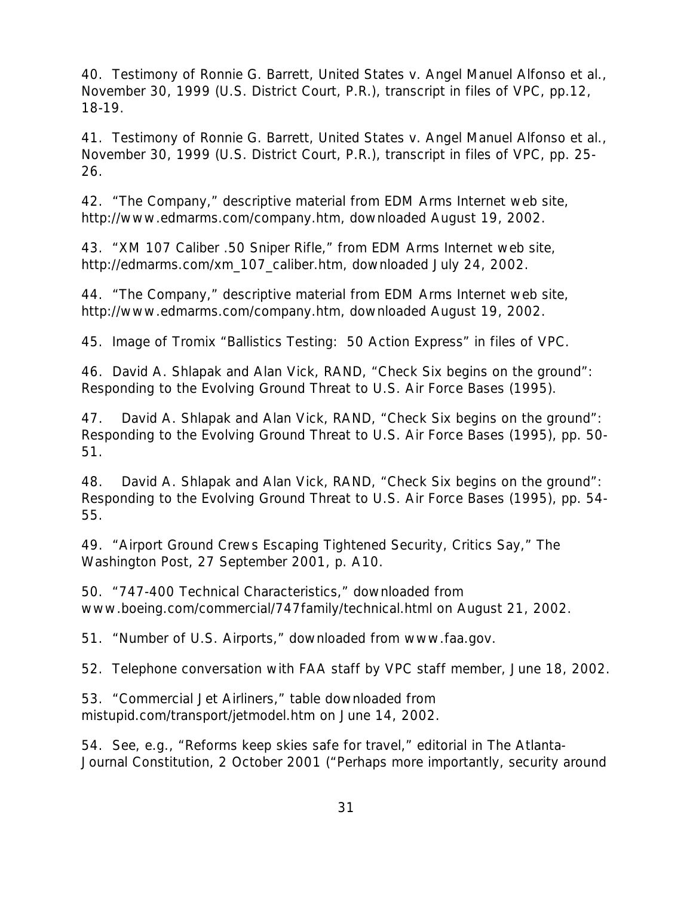40. Testimony of Ronnie G. Barrett, United States v. Angel Manuel Alfonso et al., November 30, 1999 (U.S. District Court, P.R.), transcript in files of VPC, pp.12, 18-19.

41. Testimony of Ronnie G. Barrett, United States v. Angel Manuel Alfonso et al., November 30, 1999 (U.S. District Court, P.R.), transcript in files of VPC, pp. 25-26.

42. "The Company," descriptive material from EDM Arms Internet web site, http://www.edmarms.com/company.htm, downloaded August 19, 2002.

43. "XM 107 Caliber .50 Sniper Rifle," from EDM Arms Internet web site, http://edmarms.com/xm_107_caliber.htm, downloaded July 24, 2002.

44. "The Company," descriptive material from EDM Arms Internet web site, http://www.edmarms.com/company.htm, downloaded August 19, 2002.

45. Image of Tromix "Ballistics Testing: 50 Action Express" in files of VPC.

46. David A. Shlapak and Alan Vick, RAND, "Check Six begins on the ground": Responding to the Evolving Ground Threat to U.S. Air Force Bases (1995).

47. David A. Shlapak and Alan Vick, RAND, "Check Six begins on the ground": Responding to the Evolving Ground Threat to U.S. Air Force Bases (1995), pp. 50-51.

48. David A. Shlapak and Alan Vick, RAND, "Check Six begins on the ground": Responding to the Evolving Ground Threat to U.S. Air Force Bases (1995), pp. 54-55.

49. "Airport Ground Crews Escaping Tightened Security, Critics Say," The Washington Post, 27 September 2001, p. A10.

50. "747-400 Technical Characteristics," downloaded from www.boeing.com/commercial/747family/technical.html on August 21, 2002.

51. "Number of U.S. Airports," downloaded from www.faa.gov.

52. Telephone conversation with FAA staff by VPC staff member, June 18, 2002.

53. "Commercial Jet Airliners," table downloaded from mistupid.com/transport/jetmodel.htm on June 14, 2002.

54. See, e.g., "Reforms keep skies safe for travel," editorial in The Atlanta-Journal Constitution, 2 October 2001 ("Perhaps more importantly, security around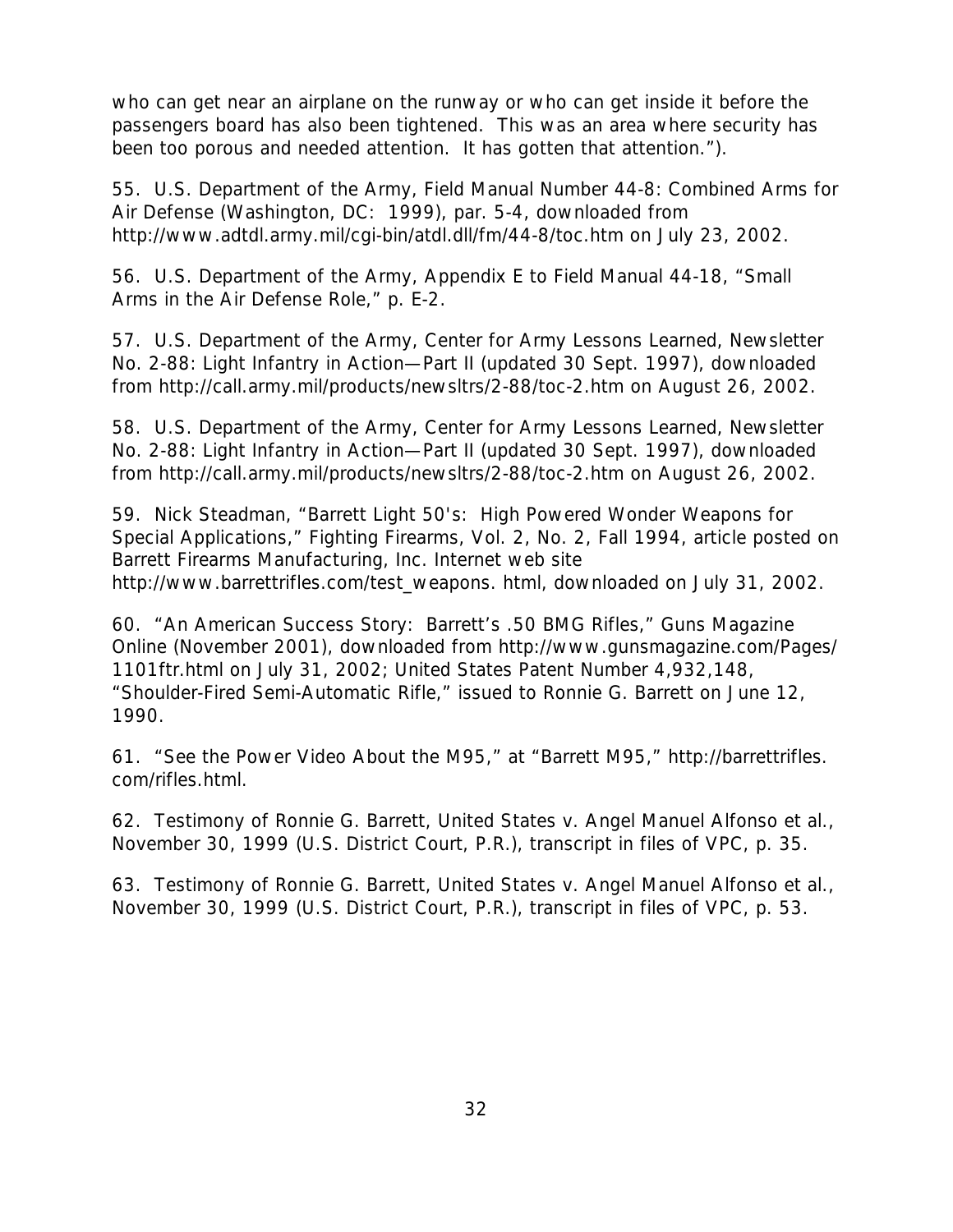who can get near an airplane on the runway or who can get inside it before the passengers board has also been tightened. This was an area where security has been too porous and needed attention. It has gotten that attention.").

55. U.S. Department of the Army, Field Manual Number 44-8: Combined Arms for Air Defense (Washington, DC: 1999), par. 5-4, downloaded from http://www.adtdl.army.mil/cgi-bin/atdl.dll/fm/44-8/toc.htm on July 23, 2002.

56. U.S. Department of the Army, Appendix E to Field Manual 44-18, "Small Arms in the Air Defense Role," p. E-2.

57. U.S. Department of the Army, Center for Army Lessons Learned, Newsletter No. 2-88: Light Infantry in Action—Part II (updated 30 Sept. 1997), downloaded from http://call.army.mil/products/newsltrs/2-88/toc-2.htm on August 26, 2002.

58. U.S. Department of the Army, Center for Army Lessons Learned, Newsletter No. 2-88: Light Infantry in Action—Part II (updated 30 Sept. 1997), downloaded from http://call.army.mil/products/newsltrs/2-88/toc-2.htm on August 26, 2002.

59. Nick Steadman, "Barrett Light 50's: High Powered Wonder Weapons for Special Applications," Fighting Firearms, Vol. 2, No. 2, Fall 1994, article posted on Barrett Firearms Manufacturing, Inc. Internet web site http://www.barrettrifles.com/test_weapons. html, downloaded on July 31, 2002.

60. "An American Success Story: Barrett's .50 BMG Rifles," Guns Magazine Online (November 2001), downloaded from http://www.gunsmagazine.com/Pages/1101ftr.html on July 31, 2002; United States Patent Number 4,932,148, "Shoulder-Fired Semi-Automatic Rifle," issued to Ronnie G. Barrett on June 12, 1990.

61. "See the Power Video About the M95," at "Barrett M95," http://barrettrifles.com/rifles.html.

62. Testimony of Ronnie G. Barrett, United States v. Angel Manuel Alfonso et al., November 30, 1999 (U.S. District Court, P.R.), transcript in files of VPC, p. 35.

63. Testimony of Ronnie G. Barrett, United States v. Angel Manuel Alfonso et al., November 30, 1999 (U.S. District Court, P.R.), transcript in files of VPC, p. 53.